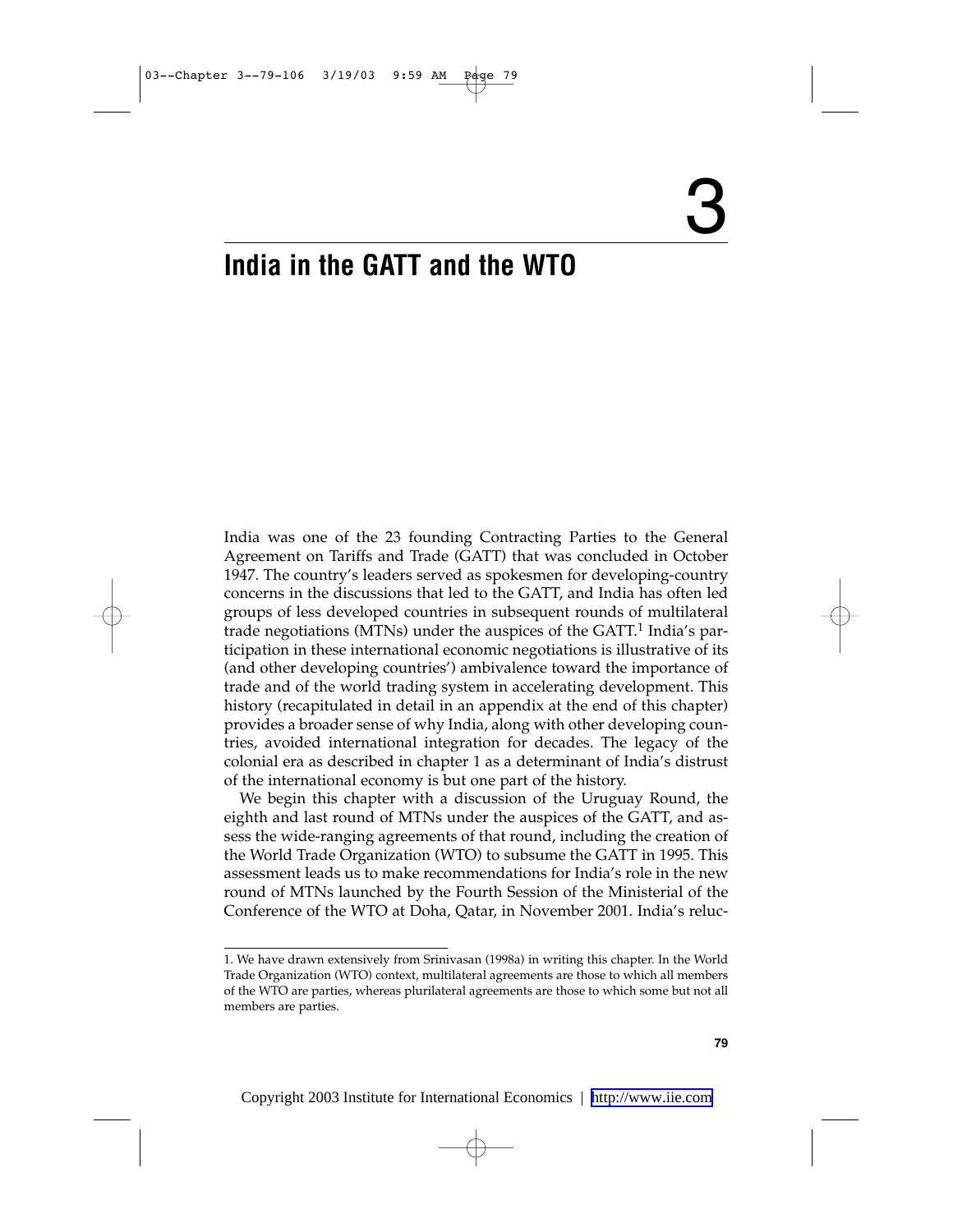# 3

# India in the GATT and the WTO

India was one of the 23 founding Contracting Parties to the General Agreement on Tariffs and Trade (GATT) that was concluded in October 1947. The country's leaders served as spokesmen for developing-country concerns in the discussions that led to the GATT, and India has often led groups of less developed countries in subsequent rounds of multilateral trade negotiations (MTNs) under the auspices of the GATT.[1] India's participation in these international economic negotiations is illustrative of its (and other developing countries') ambivalence toward the importance of trade and of the world trading system in accelerating development. This history (recapitulated in detail in an appendix at the end of this chapter) provides a broader sense of why India, along with other developing countries, avoided international integration for decades. The legacy of the colonial era as described in chapter 1 as a determinant of India's distrust of the international economy is but one part of the history.

We begin this chapter with a discussion of the Uruguay Round, the eighth and last round of MTNs under the auspices of the GATT, and assess the wide-ranging agreements of that round, including the creation of the World Trade Organization (WTO) to subsume the GATT in 1995. This assessment leads us to make recommendations for India's role in the new round of MTNs launched by the Fourth Session of the Ministerial of the Conference of the WTO at Doha, Qatar, in November 2001. India's reluc-

1. We have drawn extensively from Srinivasan (1998a) in writing this chapter. In the World Trade Organization (WTO) context, multilateral agreements are those to which all members of the WTO are parties, whereas plurilateral agreements are those to which some but not all members are parties.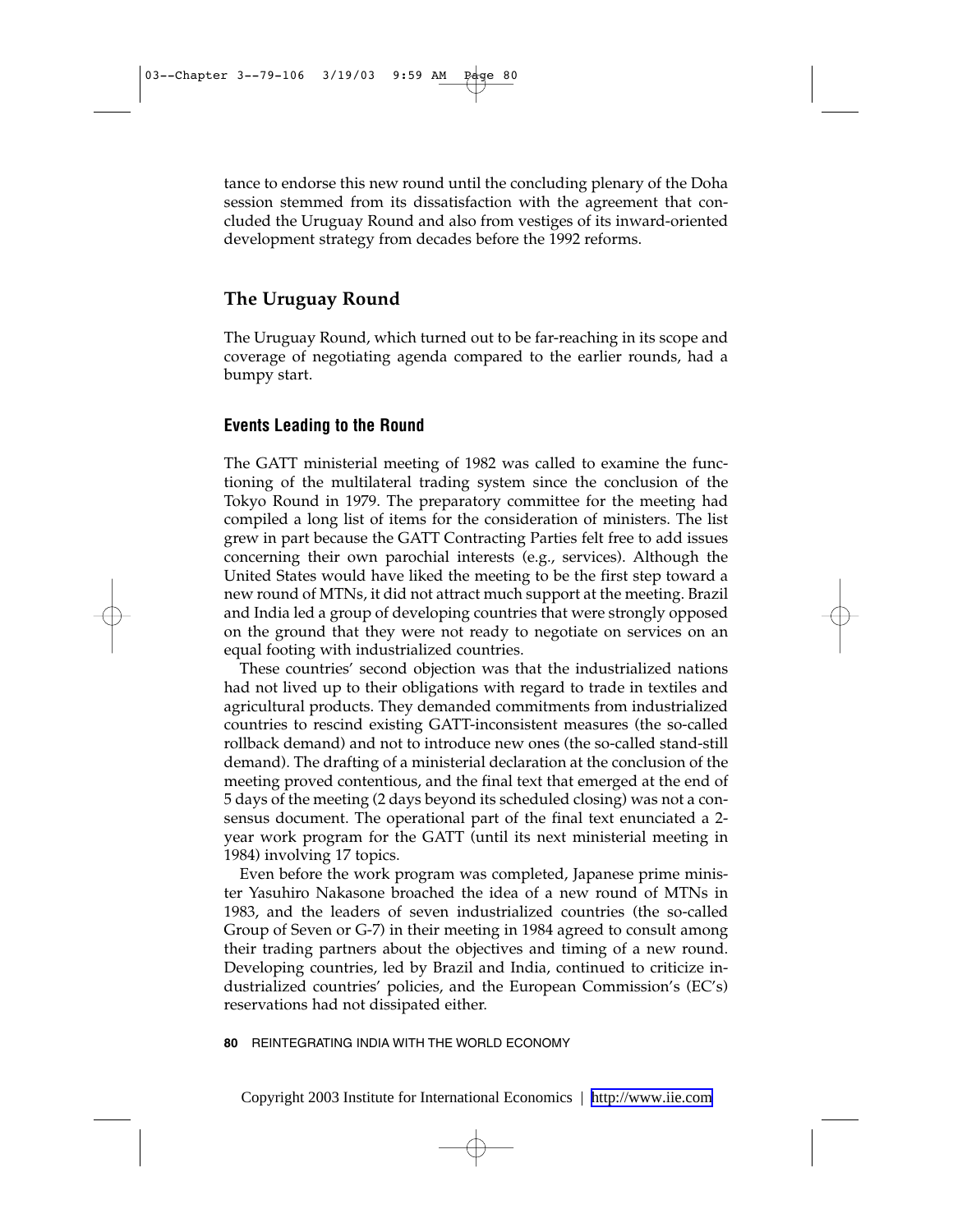tance to endorse this new round until the concluding plenary of the Doha session stemmed from its dissatisfaction with the agreement that concluded the Uruguay Round and also from vestiges of its inward-oriented development strategy from decades before the 1992 reforms.

## The Uruguay Round

The Uruguay Round, which turned out to be far-reaching in its scope and coverage of negotiating agenda compared to the earlier rounds, had a bumpy start.

### Events Leading to the Round

The GATT ministerial meeting of 1982 was called to examine the functioning of the multilateral trading system since the conclusion of the Tokyo Round in 1979. The preparatory committee for the meeting had compiled a long list of items for the consideration of ministers. The list grew in part because the GATT Contracting Parties felt free to add issues concerning their own parochial interests (e.g., services). Although the United States would have liked the meeting to be the first step toward a new round of MTNs, it did not attract much support at the meeting. Brazil and India led a group of developing countries that were strongly opposed on the ground that they were not ready to negotiate on services on an equal footing with industrialized countries.

These countries' second objection was that the industrialized nations had not lived up to their obligations with regard to trade in textiles and agricultural products. They demanded commitments from industrialized countries to rescind existing GATT-inconsistent measures (the so-called rollback demand) and not to introduce new ones (the so-called stand-still demand). The drafting of a ministerial declaration at the conclusion of the meeting proved contentious, and the final text that emerged at the end of 5 days of the meeting (2 days beyond its scheduled closing) was not a consensus document. The operational part of the final text enunciated a 2-year work program for the GATT (until its next ministerial meeting in 1984) involving 17 topics.

Even before the work program was completed, Japanese prime minister Yasuhiro Nakasone broached the idea of a new round of MTNs in 1983, and the leaders of seven industrialized countries (the so-called Group of Seven or G-7) in their meeting in 1984 agreed to consult among their trading partners about the objectives and timing of a new round. Developing countries, led by Brazil and India, continued to criticize industrialized countries' policies, and the European Commission's (EC's) reservations had not dissipated either.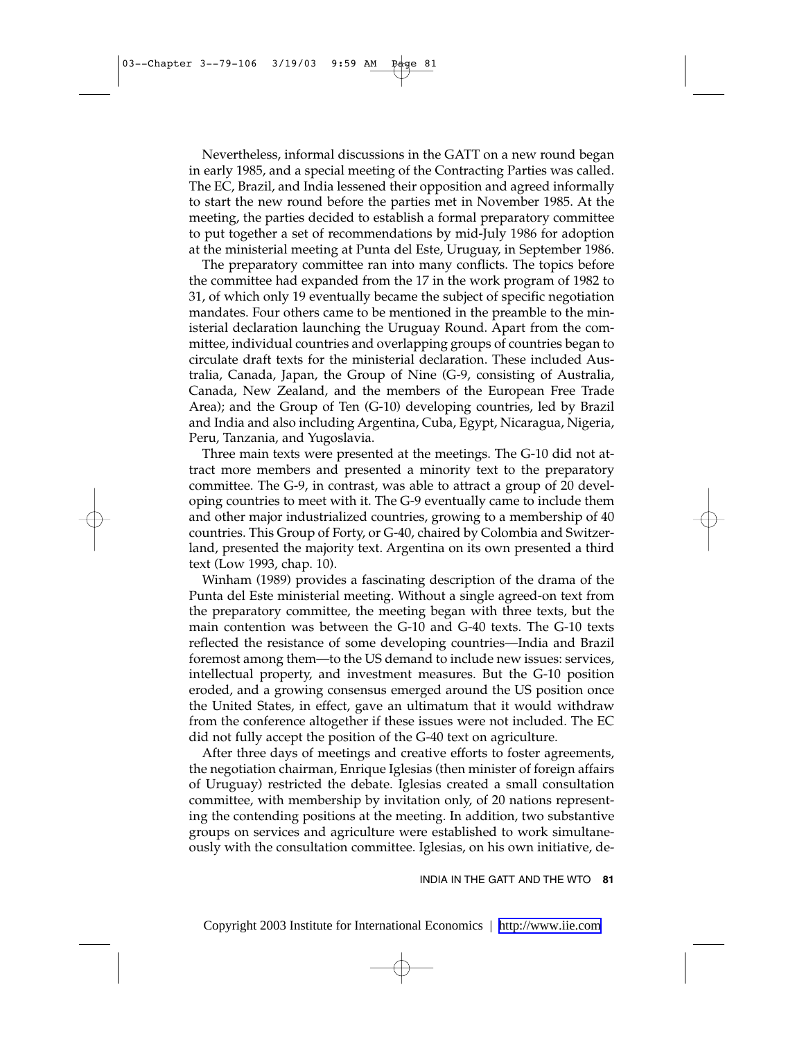Nevertheless, informal discussions in the GATT on a new round began in early 1985, and a special meeting of the Contracting Parties was called. The EC, Brazil, and India lessened their opposition and agreed informally to start the new round before the parties met in November 1985. At the meeting, the parties decided to establish a formal preparatory committee to put together a set of recommendations by mid-July 1986 for adoption at the ministerial meeting at Punta del Este, Uruguay, in September 1986.

The preparatory committee ran into many conflicts. The topics before the committee had expanded from the 17 in the work program of 1982 to 31, of which only 19 eventually became the subject of specific negotiation mandates. Four others came to be mentioned in the preamble to the ministerial declaration launching the Uruguay Round. Apart from the committee, individual countries and overlapping groups of countries began to circulate draft texts for the ministerial declaration. These included Australia, Canada, Japan, the Group of Nine (G-9, consisting of Australia, Canada, New Zealand, and the members of the European Free Trade Area); and the Group of Ten (G-10) developing countries, led by Brazil and India and also including Argentina, Cuba, Egypt, Nicaragua, Nigeria, Peru, Tanzania, and Yugoslavia.

Three main texts were presented at the meetings. The G-10 did not attract more members and presented a minority text to the preparatory committee. The G-9, in contrast, was able to attract a group of 20 developing countries to meet with it. The G-9 eventually came to include them and other major industrialized countries, growing to a membership of 40 countries. This Group of Forty, or G-40, chaired by Colombia and Switzerland, presented the majority text. Argentina on its own presented a third text (Low 1993, chap. 10).

Winham (1989) provides a fascinating description of the drama of the Punta del Este ministerial meeting. Without a single agreed-on text from the preparatory committee, the meeting began with three texts, but the main contention was between the G-10 and G-40 texts. The G-10 texts reflected the resistance of some developing countries—India and Brazil foremost among them—to the US demand to include new issues: services, intellectual property, and investment measures. But the G-10 position eroded, and a growing consensus emerged around the US position once the United States, in effect, gave an ultimatum that it would withdraw from the conference altogether if these issues were not included. The EC did not fully accept the position of the G-40 text on agriculture.

After three days of meetings and creative efforts to foster agreements, the negotiation chairman, Enrique Iglesias (then minister of foreign affairs of Uruguay) restricted the debate. Iglesias created a small consultation committee, with membership by invitation only, of 20 nations representing the contending positions at the meeting. In addition, two substantive groups on services and agriculture were established to work simultaneously with the consultation committee. Iglesias, on his own initiative, de-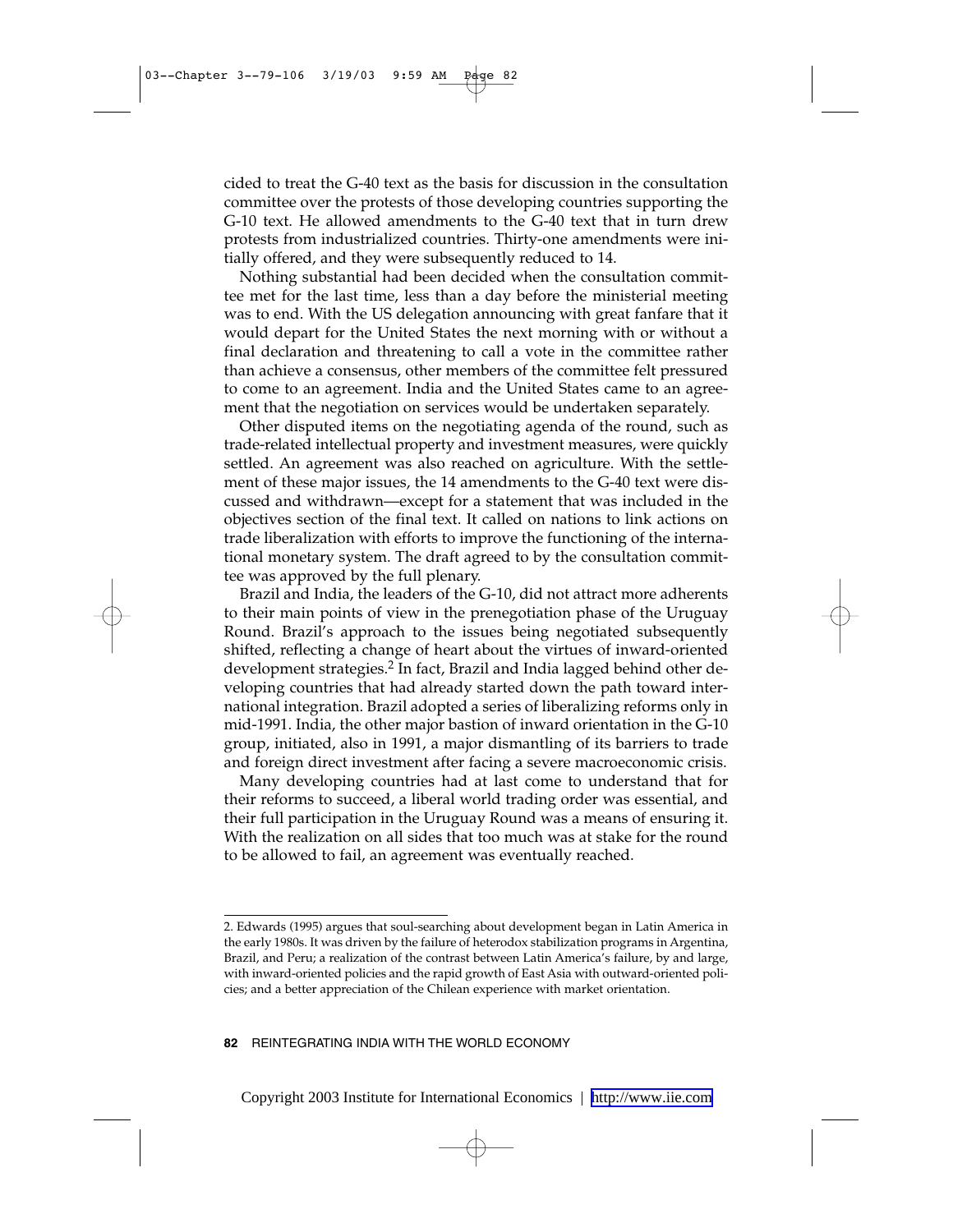cided to treat the G-40 text as the basis for discussion in the consultation committee over the protests of those developing countries supporting the G-10 text. He allowed amendments to the G-40 text that in turn drew protests from industrialized countries. Thirty-one amendments were initially offered, and they were subsequently reduced to 14.

Nothing substantial had been decided when the consultation committee met for the last time, less than a day before the ministerial meeting was to end. With the US delegation announcing with great fanfare that it would depart for the United States the next morning with or without a final declaration and threatening to call a vote in the committee rather than achieve a consensus, other members of the committee felt pressured to come to an agreement. India and the United States came to an agreement that the negotiation on services would be undertaken separately.

Other disputed items on the negotiating agenda of the round, such as trade-related intellectual property and investment measures, were quickly settled. An agreement was also reached on agriculture. With the settlement of these major issues, the 14 amendments to the G-40 text were discussed and withdrawn—except for a statement that was included in the objectives section of the final text. It called on nations to link actions on trade liberalization with efforts to improve the functioning of the international monetary system. The draft agreed to by the consultation committee was approved by the full plenary.

Brazil and India, the leaders of the G-10, did not attract more adherents to their main points of view in the prenegotiation phase of the Uruguay Round. Brazil's approach to the issues being negotiated subsequently shifted, reflecting a change of heart about the virtues of inward-oriented development strategies.[2] In fact, Brazil and India lagged behind other developing countries that had already started down the path toward international integration. Brazil adopted a series of liberalizing reforms only in mid-1991. India, the other major bastion of inward orientation in the G-10 group, initiated, also in 1991, a major dismantling of its barriers to trade and foreign direct investment after facing a severe macroeconomic crisis.

Many developing countries had at last come to understand that for their reforms to succeed, a liberal world trading order was essential, and their full participation in the Uruguay Round was a means of ensuring it. With the realization on all sides that too much was at stake for the round to be allowed to fail, an agreement was eventually reached.

---

2. Edwards (1995) argues that soul-searching about development began in Latin America in the early 1980s. It was driven by the failure of heterodox stabilization programs in Argentina, Brazil, and Peru; a realization of the contrast between Latin America's failure, by and large, with inward-oriented policies and the rapid growth of East Asia with outward-oriented policies; and a better appreciation of the Chilean experience with market orientation.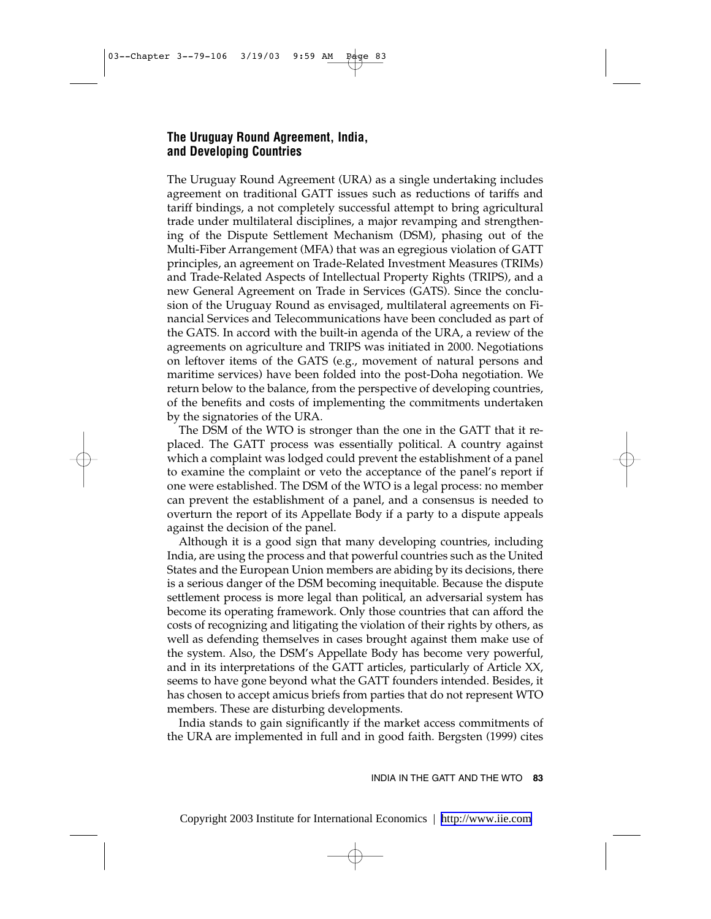## The Uruguay Round Agreement, India, and Developing Countries

The Uruguay Round Agreement (URA) as a single undertaking includes agreement on traditional GATT issues such as reductions of tariffs and tariff bindings, a not completely successful attempt to bring agricultural trade under multilateral disciplines, a major revamping and strengthening of the Dispute Settlement Mechanism (DSM), phasing out of the Multi-Fiber Arrangement (MFA) that was an egregious violation of GATT principles, an agreement on Trade-Related Investment Measures (TRIMs) and Trade-Related Aspects of Intellectual Property Rights (TRIPS), and a new General Agreement on Trade in Services (GATS). Since the conclusion of the Uruguay Round as envisaged, multilateral agreements on Financial Services and Telecommunications have been concluded as part of the GATS. In accord with the built-in agenda of the URA, a review of the agreements on agriculture and TRIPS was initiated in 2000. Negotiations on leftover items of the GATS (e.g., movement of natural persons and maritime services) have been folded into the post-Doha negotiation. We return below to the balance, from the perspective of developing countries, of the benefits and costs of implementing the commitments undertaken by the signatories of the URA.

The DSM of the WTO is stronger than the one in the GATT that it replaced. The GATT process was essentially political. A country against which a complaint was lodged could prevent the establishment of a panel to examine the complaint or veto the acceptance of the panel's report if one were established. The DSM of the WTO is a legal process: no member can prevent the establishment of a panel, and a consensus is needed to overturn the report of its Appellate Body if a party to a dispute appeals against the decision of the panel.

Although it is a good sign that many developing countries, including India, are using the process and that powerful countries such as the United States and the European Union members are abiding by its decisions, there is a serious danger of the DSM becoming inequitable. Because the dispute settlement process is more legal than political, an adversarial system has become its operating framework. Only those countries that can afford the costs of recognizing and litigating the violation of their rights by others, as well as defending themselves in cases brought against them make use of the system. Also, the DSM's Appellate Body has become very powerful, and in its interpretations of the GATT articles, particularly of Article XX, seems to have gone beyond what the GATT founders intended. Besides, it has chosen to accept amicus briefs from parties that do not represent WTO members. These are disturbing developments.

India stands to gain significantly if the market access commitments of the URA are implemented in full and in good faith. Bergsten (1999) cites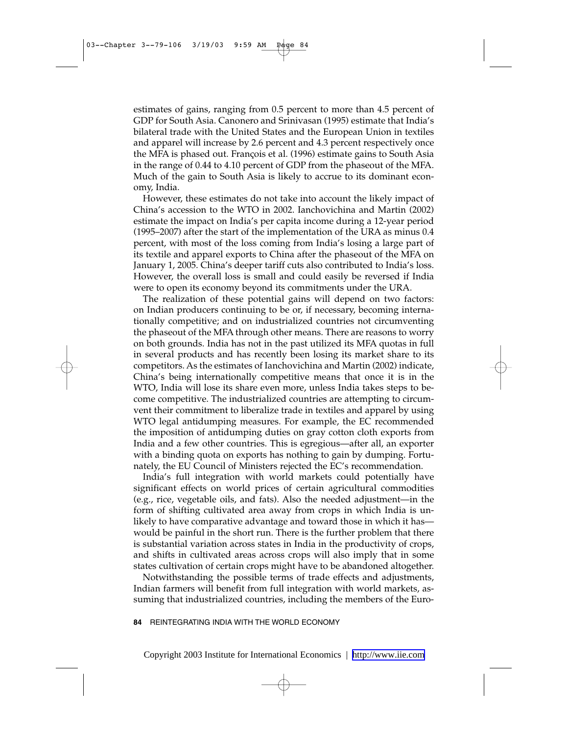estimates of gains, ranging from 0.5 percent to more than 4.5 percent of GDP for South Asia. Canonero and Srinivasan (1995) estimate that India's bilateral trade with the United States and the European Union in textiles and apparel will increase by 2.6 percent and 4.3 percent respectively once the MFA is phased out. François et al. (1996) estimate gains to South Asia in the range of 0.44 to 4.10 percent of GDP from the phaseout of the MFA. Much of the gain to South Asia is likely to accrue to its dominant economy, India.

However, these estimates do not take into account the likely impact of China's accession to the WTO in 2002. Ianchovichina and Martin (2002) estimate the impact on India's per capita income during a 12-year period (1995–2007) after the start of the implementation of the URA as minus 0.4 percent, with most of the loss coming from India's losing a large part of its textile and apparel exports to China after the phaseout of the MFA on January 1, 2005. China's deeper tariff cuts also contributed to India's loss. However, the overall loss is small and could easily be reversed if India were to open its economy beyond its commitments under the URA.

The realization of these potential gains will depend on two factors: on Indian producers continuing to be or, if necessary, becoming internationally competitive; and on industrialized countries not circumventing the phaseout of the MFA through other means. There are reasons to worry on both grounds. India has not in the past utilized its MFA quotas in full in several products and has recently been losing its market share to its competitors. As the estimates of Ianchovichina and Martin (2002) indicate, China's being internationally competitive means that once it is in the WTO, India will lose its share even more, unless India takes steps to become competitive. The industrialized countries are attempting to circumvent their commitment to liberalize trade in textiles and apparel by using WTO legal antidumping measures. For example, the EC recommended the imposition of antidumping duties on gray cotton cloth exports from India and a few other countries. This is egregious—after all, an exporter with a binding quota on exports has nothing to gain by dumping. Fortunately, the EU Council of Ministers rejected the EC's recommendation.

India's full integration with world markets could potentially have significant effects on world prices of certain agricultural commodities (e.g., rice, vegetable oils, and fats). Also the needed adjustment—in the form of shifting cultivated area away from crops in which India is unlikely to have comparative advantage and toward those in which it has—would be painful in the short run. There is the further problem that there is substantial variation across states in India in the productivity of crops, and shifts in cultivated areas across crops will also imply that in some states cultivation of certain crops might have to be abandoned altogether.

Notwithstanding the possible terms of trade effects and adjustments, Indian farmers will benefit from full integration with world markets, assuming that industrialized countries, including the members of the Euro-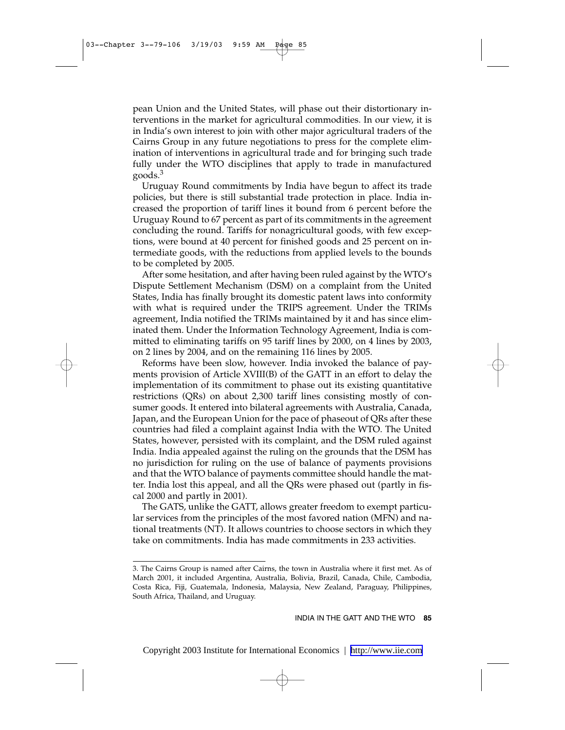pean Union and the United States, will phase out their distortionary interventions in the market for agricultural commodities. In our view, it is in India's own interest to join with other major agricultural traders of the Cairns Group in any future negotiations to press for the complete elimination of interventions in agricultural trade and for bringing such trade fully under the WTO disciplines that apply to trade in manufactured goods.[3]

Uruguay Round commitments by India have begun to affect its trade policies, but there is still substantial trade protection in place. India increased the proportion of tariff lines it bound from 6 percent before the Uruguay Round to 67 percent as part of its commitments in the agreement concluding the round. Tariffs for nonagricultural goods, with few exceptions, were bound at 40 percent for finished goods and 25 percent on intermediate goods, with the reductions from applied levels to the bounds to be completed by 2005.

After some hesitation, and after having been ruled against by the WTO's Dispute Settlement Mechanism (DSM) on a complaint from the United States, India has finally brought its domestic patent laws into conformity with what is required under the TRIPS agreement. Under the TRIMs agreement, India notified the TRIMs maintained by it and has since eliminated them. Under the Information Technology Agreement, India is committed to eliminating tariffs on 95 tariff lines by 2000, on 4 lines by 2003, on 2 lines by 2004, and on the remaining 116 lines by 2005.

Reforms have been slow, however. India invoked the balance of payments provision of Article XVIII(B) of the GATT in an effort to delay the implementation of its commitment to phase out its existing quantitative restrictions (QRs) on about 2,300 tariff lines consisting mostly of consumer goods. It entered into bilateral agreements with Australia, Canada, Japan, and the European Union for the pace of phaseout of QRs after these countries had filed a complaint against India with the WTO. The United States, however, persisted with its complaint, and the DSM ruled against India. India appealed against the ruling on the grounds that the DSM has no jurisdiction for ruling on the use of balance of payments provisions and that the WTO balance of payments committee should handle the matter. India lost this appeal, and all the QRs were phased out (partly in fiscal 2000 and partly in 2001).

The GATS, unlike the GATT, allows greater freedom to exempt particular services from the principles of the most favored nation (MFN) and national treatments (NT). It allows countries to choose sectors in which they take on commitments. India has made commitments in 233 activities.

---

3. The Cairns Group is named after Cairns, the town in Australia where it first met. As of March 2001, it included Argentina, Australia, Bolivia, Brazil, Canada, Chile, Cambodia, Costa Rica, Fiji, Guatemala, Indonesia, Malaysia, New Zealand, Paraguay, Philippines, South Africa, Thailand, and Uruguay.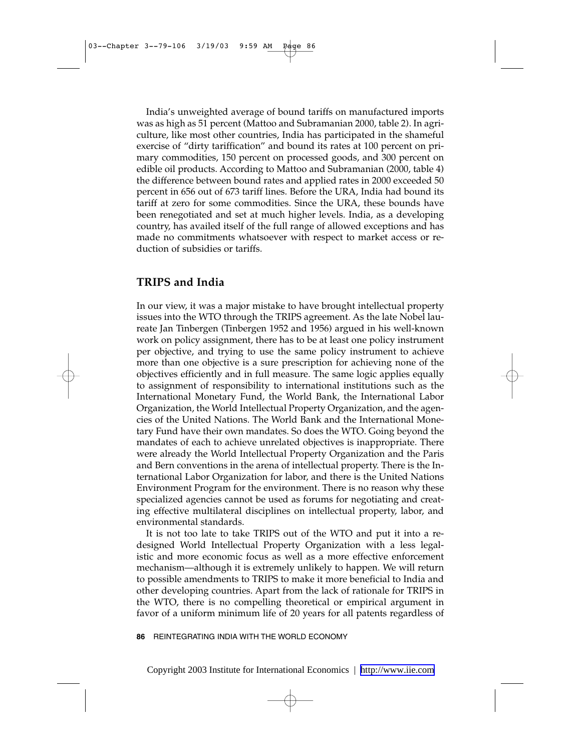India's unweighted average of bound tariffs on manufactured imports was as high as 51 percent (Mattoo and Subramanian 2000, table 2). In agriculture, like most other countries, India has participated in the shameful exercise of "dirty tariffication" and bound its rates at 100 percent on primary commodities, 150 percent on processed goods, and 300 percent on edible oil products. According to Mattoo and Subramanian (2000, table 4) the difference between bound rates and applied rates in 2000 exceeded 50 percent in 656 out of 673 tariff lines. Before the URA, India had bound its tariff at zero for some commodities. Since the URA, these bounds have been renegotiated and set at much higher levels. India, as a developing country, has availed itself of the full range of allowed exceptions and has made no commitments whatsoever with respect to market access or reduction of subsidies or tariffs.

## TRIPS and India

In our view, it was a major mistake to have brought intellectual property issues into the WTO through the TRIPS agreement. As the late Nobel laureate Jan Tinbergen (Tinbergen 1952 and 1956) argued in his well-known work on policy assignment, there has to be at least one policy instrument per objective, and trying to use the same policy instrument to achieve more than one objective is a sure prescription for achieving none of the objectives efficiently and in full measure. The same logic applies equally to assignment of responsibility to international institutions such as the International Monetary Fund, the World Bank, the International Labor Organization, the World Intellectual Property Organization, and the agencies of the United Nations. The World Bank and the International Monetary Fund have their own mandates. So does the WTO. Going beyond the mandates of each to achieve unrelated objectives is inappropriate. There were already the World Intellectual Property Organization and the Paris and Bern conventions in the arena of intellectual property. There is the International Labor Organization for labor, and there is the United Nations Environment Program for the environment. There is no reason why these specialized agencies cannot be used as forums for negotiating and creating effective multilateral disciplines on intellectual property, labor, and environmental standards.

It is not too late to take TRIPS out of the WTO and put it into a redesigned World Intellectual Property Organization with a less legalistic and more economic focus as well as a more effective enforcement mechanism—although it is extremely unlikely to happen. We will return to possible amendments to TRIPS to make it more beneficial to India and other developing countries. Apart from the lack of rationale for TRIPS in the WTO, there is no compelling theoretical or empirical argument in favor of a uniform minimum life of 20 years for all patents regardless of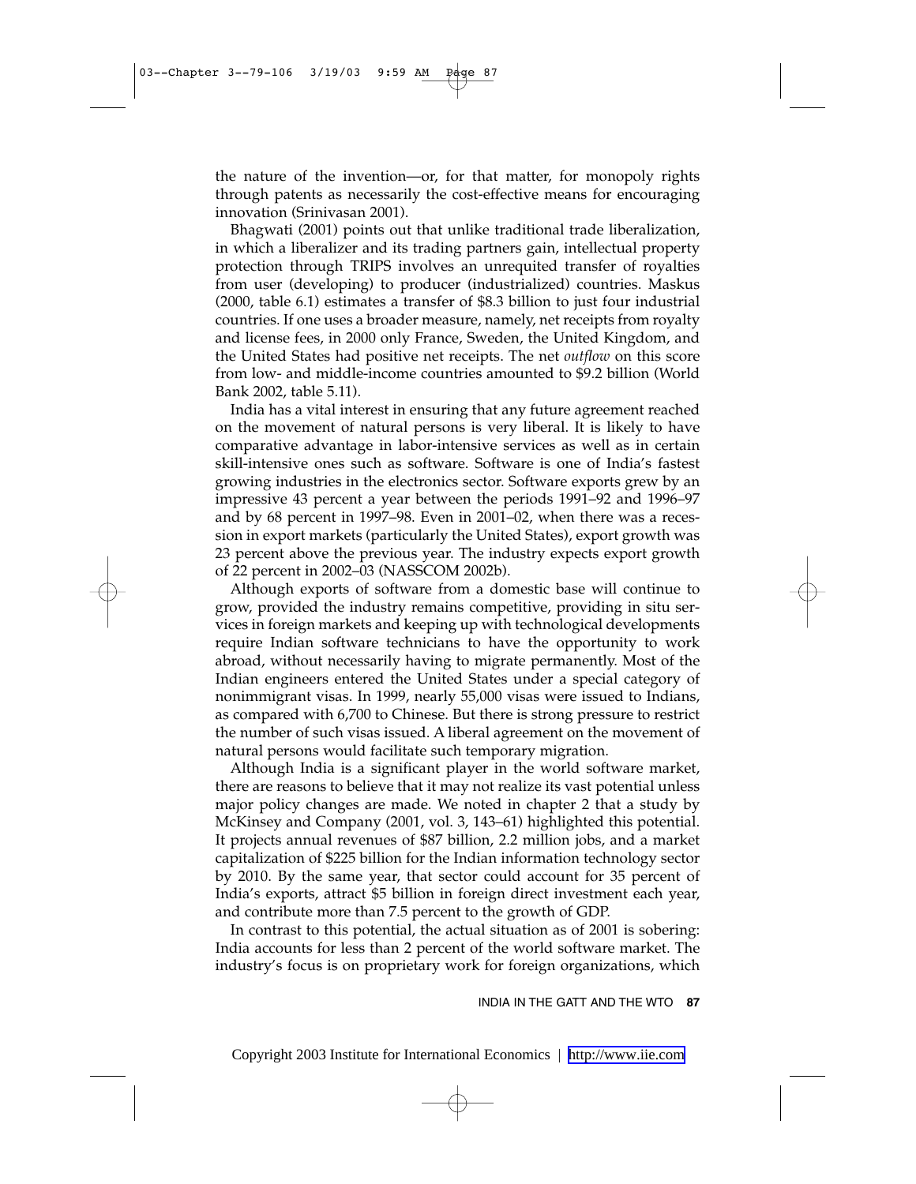the nature of the invention—or, for that matter, for monopoly rights through patents as necessarily the cost-effective means for encouraging innovation (Srinivasan 2001).

Bhagwati (2001) points out that unlike traditional trade liberalization, in which a liberalizer and its trading partners gain, intellectual property protection through TRIPS involves an unrequited transfer of royalties from user (developing) to producer (industrialized) countries. Maskus (2000, table 6.1) estimates a transfer of $8.3 billion to just four industrial countries. If one uses a broader measure, namely, net receipts from royalty and license fees, in 2000 only France, Sweden, the United Kingdom, and the United States had positive net receipts. The net *outflow* on this score from low- and middle-income countries amounted to $9.2 billion (World Bank 2002, table 5.11).

India has a vital interest in ensuring that any future agreement reached on the movement of natural persons is very liberal. It is likely to have comparative advantage in labor-intensive services as well as in certain skill-intensive ones such as software. Software is one of India's fastest growing industries in the electronics sector. Software exports grew by an impressive 43 percent a year between the periods 1991–92 and 1996–97 and by 68 percent in 1997–98. Even in 2001–02, when there was a recession in export markets (particularly the United States), export growth was 23 percent above the previous year. The industry expects export growth of 22 percent in 2002–03 (NASSCOM 2002b).

Although exports of software from a domestic base will continue to grow, provided the industry remains competitive, providing in situ services in foreign markets and keeping up with technological developments require Indian software technicians to have the opportunity to work abroad, without necessarily having to migrate permanently. Most of the Indian engineers entered the United States under a special category of nonimmigrant visas. In 1999, nearly 55,000 visas were issued to Indians, as compared with 6,700 to Chinese. But there is strong pressure to restrict the number of such visas issued. A liberal agreement on the movement of natural persons would facilitate such temporary migration.

Although India is a significant player in the world software market, there are reasons to believe that it may not realize its vast potential unless major policy changes are made. We noted in chapter 2 that a study by McKinsey and Company (2001, vol. 3, 143–61) highlighted this potential. It projects annual revenues of $87 billion, 2.2 million jobs, and a market capitalization of $225 billion for the Indian information technology sector by 2010. By the same year, that sector could account for 35 percent of India's exports, attract $5 billion in foreign direct investment each year, and contribute more than 7.5 percent to the growth of GDP.

In contrast to this potential, the actual situation as of 2001 is sobering: India accounts for less than 2 percent of the world software market. The industry's focus is on proprietary work for foreign organizations, which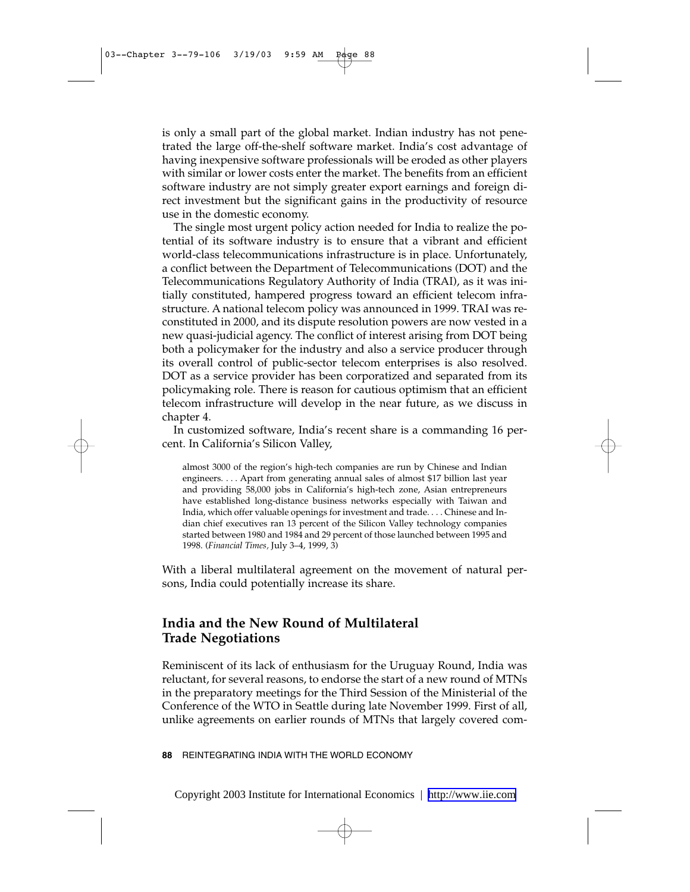is only a small part of the global market. Indian industry has not penetrated the large off-the-shelf software market. India's cost advantage of having inexpensive software professionals will be eroded as other players with similar or lower costs enter the market. The benefits from an efficient software industry are not simply greater export earnings and foreign direct investment but the significant gains in the productivity of resource use in the domestic economy.

The single most urgent policy action needed for India to realize the potential of its software industry is to ensure that a vibrant and efficient world-class telecommunications infrastructure is in place. Unfortunately, a conflict between the Department of Telecommunications (DOT) and the Telecommunications Regulatory Authority of India (TRAI), as it was initially constituted, hampered progress toward an efficient telecom infrastructure. A national telecom policy was announced in 1999. TRAI was reconstituted in 2000, and its dispute resolution powers are now vested in a new quasi-judicial agency. The conflict of interest arising from DOT being both a policymaker for the industry and also a service producer through its overall control of public-sector telecom enterprises is also resolved. DOT as a service provider has been corporatized and separated from its policymaking role. There is reason for cautious optimism that an efficient telecom infrastructure will develop in the near future, as we discuss in chapter 4.

In customized software, India's recent share is a commanding 16 percent. In California's Silicon Valley,

> almost 3000 of the region's high-tech companies are run by Chinese and Indian engineers. . . . Apart from generating annual sales of almost $17 billion last year and providing 58,000 jobs in California's high-tech zone, Asian entrepreneurs have established long-distance business networks especially with Taiwan and India, which offer valuable openings for investment and trade. . . . Chinese and Indian chief executives ran 13 percent of the Silicon Valley technology companies started between 1980 and 1984 and 29 percent of those launched between 1995 and 1998. (*Financial Times*, July 3–4, 1999, 3)

With a liberal multilateral agreement on the movement of natural persons, India could potentially increase its share.

## India and the New Round of Multilateral Trade Negotiations

Reminiscent of its lack of enthusiasm for the Uruguay Round, India was reluctant, for several reasons, to endorse the start of a new round of MTNs in the preparatory meetings for the Third Session of the Ministerial of the Conference of the WTO in Seattle during late November 1999. First of all, unlike agreements on earlier rounds of MTNs that largely covered com-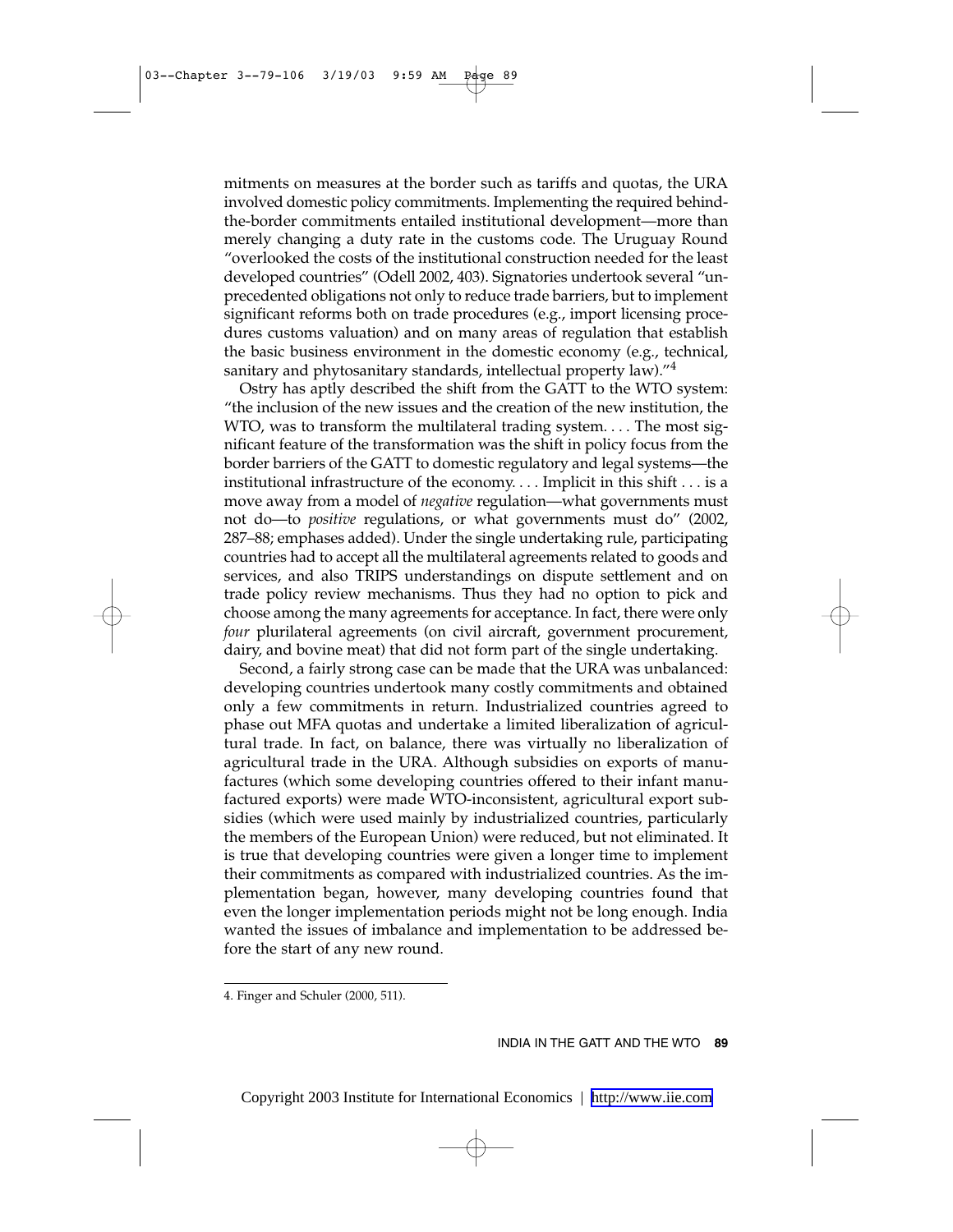mitments on measures at the border such as tariffs and quotas, the URA involved domestic policy commitments. Implementing the required behind-the-border commitments entailed institutional development—more than merely changing a duty rate in the customs code. The Uruguay Round "overlooked the costs of the institutional construction needed for the least developed countries" (Odell 2002, 403). Signatories undertook several "unprecedented obligations not only to reduce trade barriers, but to implement significant reforms both on trade procedures (e.g., import licensing procedures customs valuation) and on many areas of regulation that establish the basic business environment in the domestic economy (e.g., technical, sanitary and phytosanitary standards, intellectual property law)."[4]

Ostry has aptly described the shift from the GATT to the WTO system: "the inclusion of the new issues and the creation of the new institution, the WTO, was to transform the multilateral trading system. . . . The most significant feature of the transformation was the shift in policy focus from the border barriers of the GATT to domestic regulatory and legal systems—the institutional infrastructure of the economy. . . . Implicit in this shift . . . is a move away from a model of *negative* regulation—what governments must not do—to *positive* regulations, or what governments must do" (2002, 287–88; emphases added). Under the single undertaking rule, participating countries had to accept all the multilateral agreements related to goods and services, and also TRIPS understandings on dispute settlement and on trade policy review mechanisms. Thus they had no option to pick and choose among the many agreements for acceptance. In fact, there were only *four* plurilateral agreements (on civil aircraft, government procurement, dairy, and bovine meat) that did not form part of the single undertaking.

Second, a fairly strong case can be made that the URA was unbalanced: developing countries undertook many costly commitments and obtained only a few commitments in return. Industrialized countries agreed to phase out MFA quotas and undertake a limited liberalization of agricultural trade. In fact, on balance, there was virtually no liberalization of agricultural trade in the URA. Although subsidies on exports of manufactures (which some developing countries offered to their infant manufactured exports) were made WTO-inconsistent, agricultural export subsidies (which were used mainly by industrialized countries, particularly the members of the European Union) were reduced, but not eliminated. It is true that developing countries were given a longer time to implement their commitments as compared with industrialized countries. As the implementation began, however, many developing countries found that even the longer implementation periods might not be long enough. India wanted the issues of imbalance and implementation to be addressed before the start of any new round.

---

4. Finger and Schuler (2000, 511).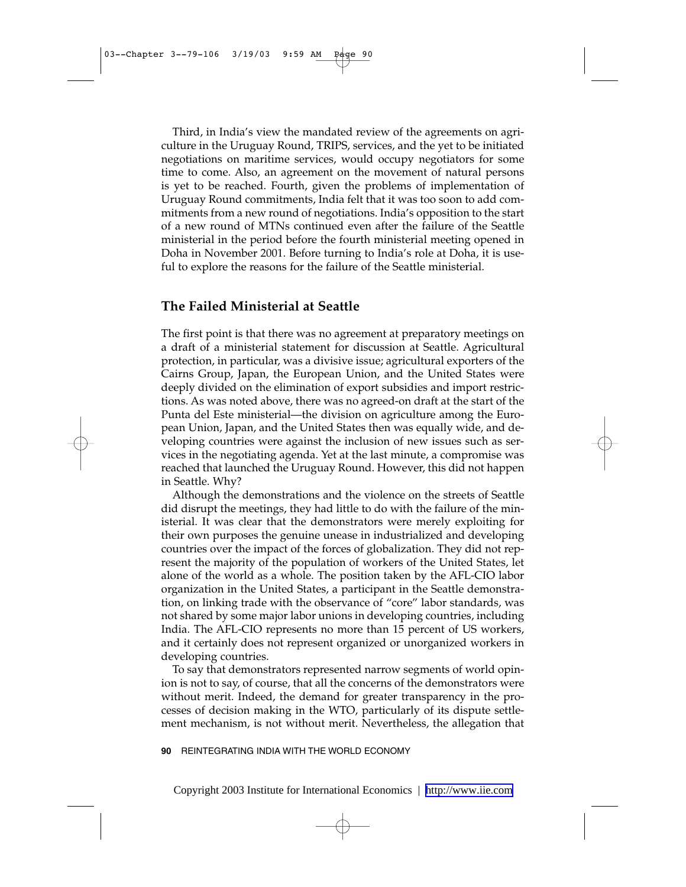Third, in India's view the mandated review of the agreements on agriculture in the Uruguay Round, TRIPS, services, and the yet to be initiated negotiations on maritime services, would occupy negotiators for some time to come. Also, an agreement on the movement of natural persons is yet to be reached. Fourth, given the problems of implementation of Uruguay Round commitments, India felt that it was too soon to add commitments from a new round of negotiations. India's opposition to the start of a new round of MTNs continued even after the failure of the Seattle ministerial in the period before the fourth ministerial meeting opened in Doha in November 2001. Before turning to India's role at Doha, it is useful to explore the reasons for the failure of the Seattle ministerial.

## The Failed Ministerial at Seattle

The first point is that there was no agreement at preparatory meetings on a draft of a ministerial statement for discussion at Seattle. Agricultural protection, in particular, was a divisive issue; agricultural exporters of the Cairns Group, Japan, the European Union, and the United States were deeply divided on the elimination of export subsidies and import restrictions. As was noted above, there was no agreed-on draft at the start of the Punta del Este ministerial—the division on agriculture among the European Union, Japan, and the United States then was equally wide, and developing countries were against the inclusion of new issues such as services in the negotiating agenda. Yet at the last minute, a compromise was reached that launched the Uruguay Round. However, this did not happen in Seattle. Why?

Although the demonstrations and the violence on the streets of Seattle did disrupt the meetings, they had little to do with the failure of the ministerial. It was clear that the demonstrators were merely exploiting for their own purposes the genuine unease in industrialized and developing countries over the impact of the forces of globalization. They did not represent the majority of the population of workers of the United States, let alone of the world as a whole. The position taken by the AFL-CIO labor organization in the United States, a participant in the Seattle demonstration, on linking trade with the observance of "core" labor standards, was not shared by some major labor unions in developing countries, including India. The AFL-CIO represents no more than 15 percent of US workers, and it certainly does not represent organized or unorganized workers in developing countries.

To say that demonstrators represented narrow segments of world opinion is not to say, of course, that all the concerns of the demonstrators were without merit. Indeed, the demand for greater transparency in the processes of decision making in the WTO, particularly of its dispute settlement mechanism, is not without merit. Nevertheless, the allegation that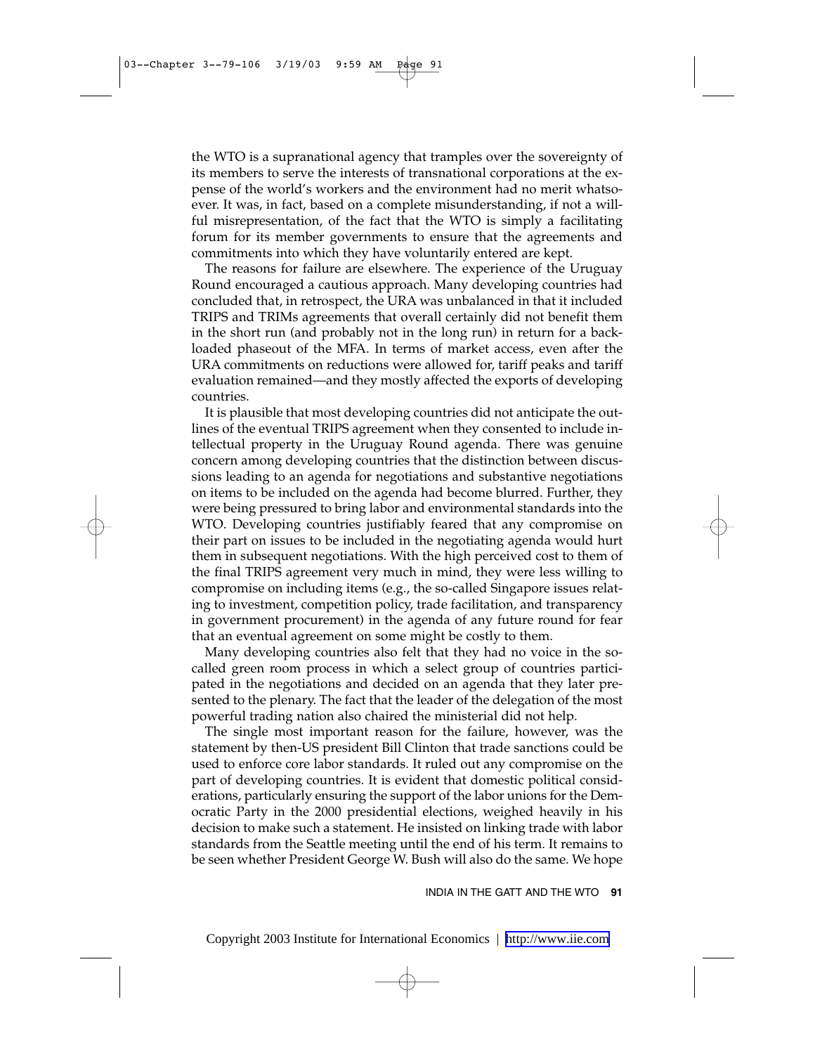the WTO is a supranational agency that tramples over the sovereignty of its members to serve the interests of transnational corporations at the expense of the world's workers and the environment had no merit whatsoever. It was, in fact, based on a complete misunderstanding, if not a willful misrepresentation, of the fact that the WTO is simply a facilitating forum for its member governments to ensure that the agreements and commitments into which they have voluntarily entered are kept.

The reasons for failure are elsewhere. The experience of the Uruguay Round encouraged a cautious approach. Many developing countries had concluded that, in retrospect, the URA was unbalanced in that it included TRIPS and TRIMs agreements that overall certainly did not benefit them in the short run (and probably not in the long run) in return for a backloaded phaseout of the MFA. In terms of market access, even after the URA commitments on reductions were allowed for, tariff peaks and tariff evaluation remained—and they mostly affected the exports of developing countries.

It is plausible that most developing countries did not anticipate the outlines of the eventual TRIPS agreement when they consented to include intellectual property in the Uruguay Round agenda. There was genuine concern among developing countries that the distinction between discussions leading to an agenda for negotiations and substantive negotiations on items to be included on the agenda had become blurred. Further, they were being pressured to bring labor and environmental standards into the WTO. Developing countries justifiably feared that any compromise on their part on issues to be included in the negotiating agenda would hurt them in subsequent negotiations. With the high perceived cost to them of the final TRIPS agreement very much in mind, they were less willing to compromise on including items (e.g., the so-called Singapore issues relating to investment, competition policy, trade facilitation, and transparency in government procurement) in the agenda of any future round for fear that an eventual agreement on some might be costly to them.

Many developing countries also felt that they had no voice in the so-called green room process in which a select group of countries participated in the negotiations and decided on an agenda that they later presented to the plenary. The fact that the leader of the delegation of the most powerful trading nation also chaired the ministerial did not help.

The single most important reason for the failure, however, was the statement by then-US president Bill Clinton that trade sanctions could be used to enforce core labor standards. It ruled out any compromise on the part of developing countries. It is evident that domestic political considerations, particularly ensuring the support of the labor unions for the Democratic Party in the 2000 presidential elections, weighed heavily in his decision to make such a statement. He insisted on linking trade with labor standards from the Seattle meeting until the end of his term. It remains to be seen whether President George W. Bush will also do the same. We hope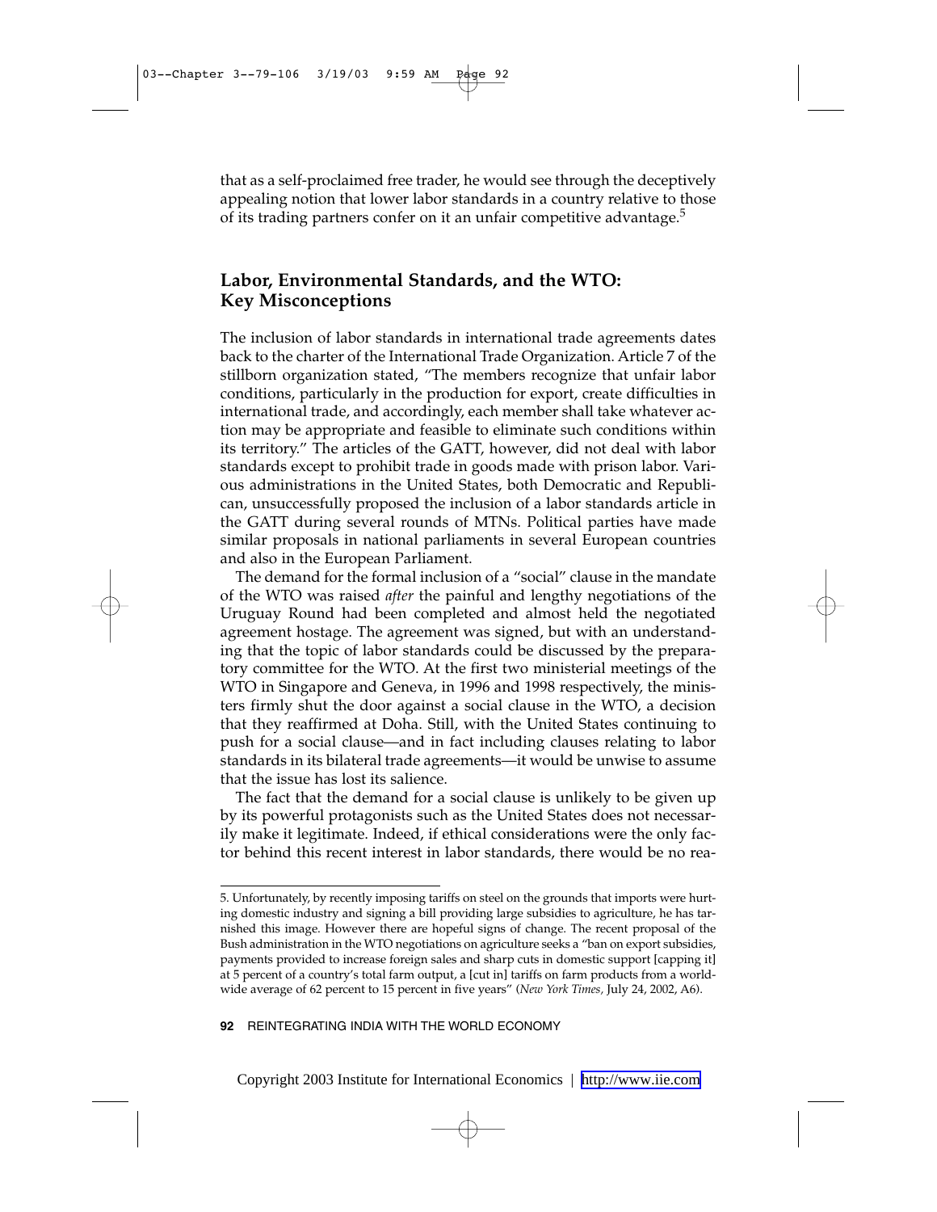that as a self-proclaimed free trader, he would see through the deceptively appealing notion that lower labor standards in a country relative to those of its trading partners confer on it an unfair competitive advantage.[5]

## Labor, Environmental Standards, and the WTO: Key Misconceptions

The inclusion of labor standards in international trade agreements dates back to the charter of the International Trade Organization. Article 7 of the stillborn organization stated, "The members recognize that unfair labor conditions, particularly in the production for export, create difficulties in international trade, and accordingly, each member shall take whatever action may be appropriate and feasible to eliminate such conditions within its territory." The articles of the GATT, however, did not deal with labor standards except to prohibit trade in goods made with prison labor. Various administrations in the United States, both Democratic and Republican, unsuccessfully proposed the inclusion of a labor standards article in the GATT during several rounds of MTNs. Political parties have made similar proposals in national parliaments in several European countries and also in the European Parliament.

The demand for the formal inclusion of a "social" clause in the mandate of the WTO was raised *after* the painful and lengthy negotiations of the Uruguay Round had been completed and almost held the negotiated agreement hostage. The agreement was signed, but with an understanding that the topic of labor standards could be discussed by the preparatory committee for the WTO. At the first two ministerial meetings of the WTO in Singapore and Geneva, in 1996 and 1998 respectively, the ministers firmly shut the door against a social clause in the WTO, a decision that they reaffirmed at Doha. Still, with the United States continuing to push for a social clause—and in fact including clauses relating to labor standards in its bilateral trade agreements—it would be unwise to assume that the issue has lost its salience.

The fact that the demand for a social clause is unlikely to be given up by its powerful protagonists such as the United States does not necessarily make it legitimate. Indeed, if ethical considerations were the only factor behind this recent interest in labor standards, there would be no rea-

5. Unfortunately, by recently imposing tariffs on steel on the grounds that imports were hurting domestic industry and signing a bill providing large subsidies to agriculture, he has tarnished this image. However there are hopeful signs of change. The recent proposal of the Bush administration in the WTO negotiations on agriculture seeks a "ban on export subsidies, payments provided to increase foreign sales and sharp cuts in domestic support [capping it] at 5 percent of a country's total farm output, a [cut in] tariffs on farm products from a worldwide average of 62 percent to 15 percent in five years" (*New York Times*, July 24, 2002, A6).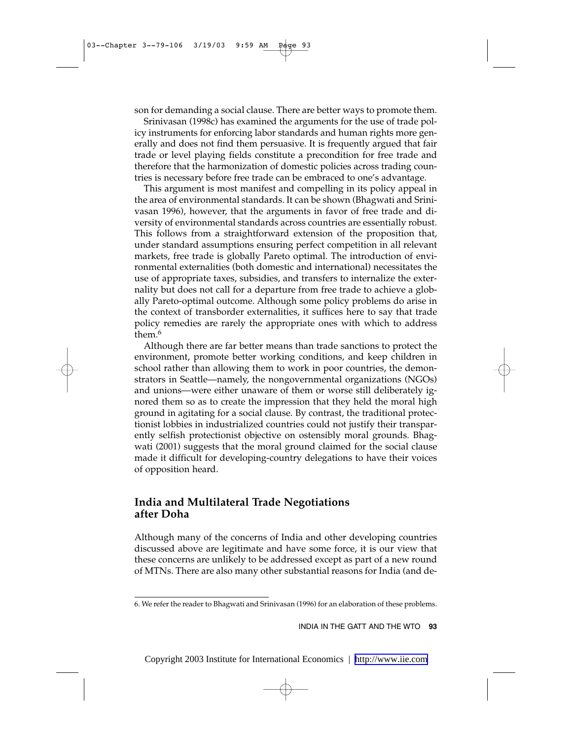son for demanding a social clause. There are better ways to promote them.

Srinivasan (1998c) has examined the arguments for the use of trade policy instruments for enforcing labor standards and human rights more generally and does not find them persuasive. It is frequently argued that fair trade or level playing fields constitute a precondition for free trade and therefore that the harmonization of domestic policies across trading countries is necessary before free trade can be embraced to one's advantage.

This argument is most manifest and compelling in its policy appeal in the area of environmental standards. It can be shown (Bhagwati and Srinivasan 1996), however, that the arguments in favor of free trade and diversity of environmental standards across countries are essentially robust. This follows from a straightforward extension of the proposition that, under standard assumptions ensuring perfect competition in all relevant markets, free trade is globally Pareto optimal. The introduction of environmental externalities (both domestic and international) necessitates the use of appropriate taxes, subsidies, and transfers to internalize the externality but does not call for a departure from free trade to achieve a globally Pareto-optimal outcome. Although some policy problems do arise in the context of transborder externalities, it suffices here to say that trade policy remedies are rarely the appropriate ones with which to address them.[6]

Although there are far better means than trade sanctions to protect the environment, promote better working conditions, and keep children in school rather than allowing them to work in poor countries, the demonstrators in Seattle—namely, the nongovernmental organizations (NGOs) and unions—were either unaware of them or worse still deliberately ignored them so as to create the impression that they held the moral high ground in agitating for a social clause. By contrast, the traditional protectionist lobbies in industrialized countries could not justify their transparently selfish protectionist objective on ostensibly moral grounds. Bhagwati (2001) suggests that the moral ground claimed for the social clause made it difficult for developing-country delegations to have their voices of opposition heard.

## India and Multilateral Trade Negotiations after Doha

Although many of the concerns of India and other developing countries discussed above are legitimate and have some force, it is our view that these concerns are unlikely to be addressed except as part of a new round of MTNs. There are also many other substantial reasons for India (and de-

6. We refer the reader to Bhagwati and Srinivasan (1996) for an elaboration of these problems.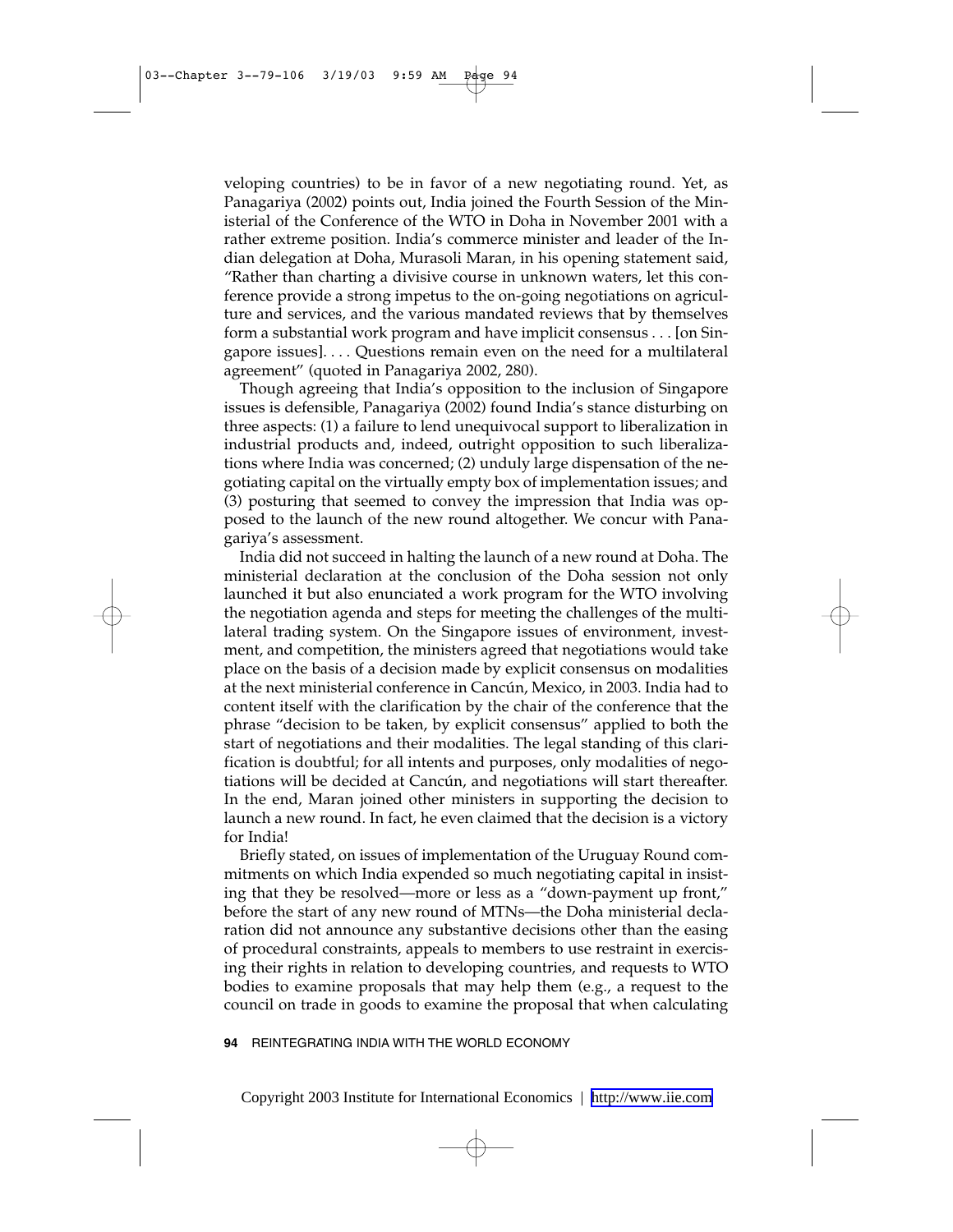veloping countries) to be in favor of a new negotiating round. Yet, as Panagariya (2002) points out, India joined the Fourth Session of the Ministerial of the Conference of the WTO in Doha in November 2001 with a rather extreme position. India's commerce minister and leader of the Indian delegation at Doha, Murasoli Maran, in his opening statement said, "Rather than charting a divisive course in unknown waters, let this conference provide a strong impetus to the on-going negotiations on agriculture and services, and the various mandated reviews that by themselves form a substantial work program and have implicit consensus . . . [on Singapore issues]. . . . Questions remain even on the need for a multilateral agreement" (quoted in Panagariya 2002, 280).

Though agreeing that India's opposition to the inclusion of Singapore issues is defensible, Panagariya (2002) found India's stance disturbing on three aspects: (1) a failure to lend unequivocal support to liberalization in industrial products and, indeed, outright opposition to such liberalizations where India was concerned; (2) unduly large dispensation of the negotiating capital on the virtually empty box of implementation issues; and (3) posturing that seemed to convey the impression that India was opposed to the launch of the new round altogether. We concur with Panagariya's assessment.

India did not succeed in halting the launch of a new round at Doha. The ministerial declaration at the conclusion of the Doha session not only launched it but also enunciated a work program for the WTO involving the negotiation agenda and steps for meeting the challenges of the multilateral trading system. On the Singapore issues of environment, investment, and competition, the ministers agreed that negotiations would take place on the basis of a decision made by explicit consensus on modalities at the next ministerial conference in Cancún, Mexico, in 2003. India had to content itself with the clarification by the chair of the conference that the phrase "decision to be taken, by explicit consensus" applied to both the start of negotiations and their modalities. The legal standing of this clarification is doubtful; for all intents and purposes, only modalities of negotiations will be decided at Cancún, and negotiations will start thereafter. In the end, Maran joined other ministers in supporting the decision to launch a new round. In fact, he even claimed that the decision is a victory for India!

Briefly stated, on issues of implementation of the Uruguay Round commitments on which India expended so much negotiating capital in insisting that they be resolved—more or less as a "down-payment up front," before the start of any new round of MTNs—the Doha ministerial declaration did not announce any substantive decisions other than the easing of procedural constraints, appeals to members to use restraint in exercising their rights in relation to developing countries, and requests to WTO bodies to examine proposals that may help them (e.g., a request to the council on trade in goods to examine the proposal that when calculating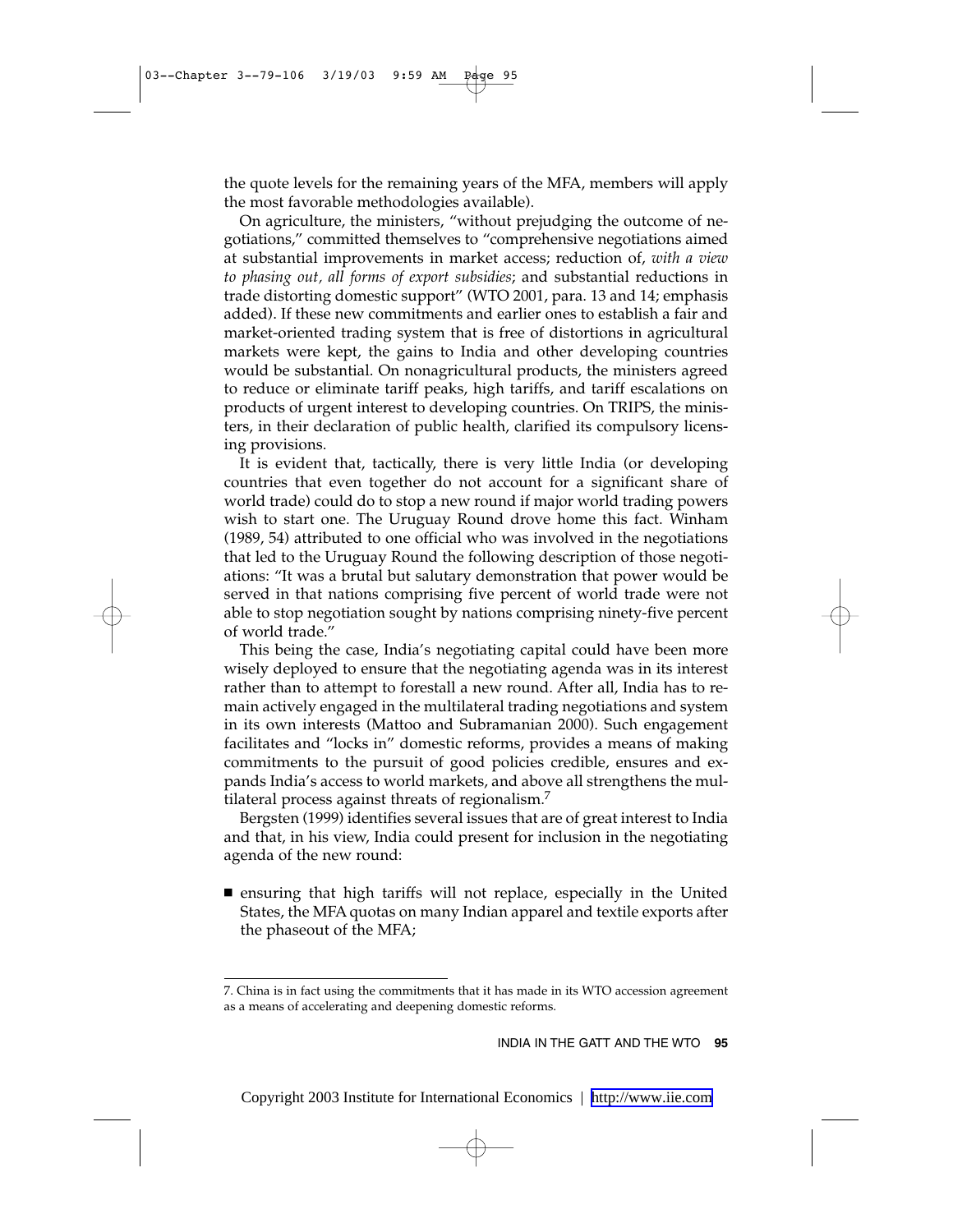the quote levels for the remaining years of the MFA, members will apply the most favorable methodologies available).

On agriculture, the ministers, "without prejudging the outcome of negotiations," committed themselves to "comprehensive negotiations aimed at substantial improvements in market access; reduction of, *with a view to phasing out, all forms of export subsidies*; and substantial reductions in trade distorting domestic support" (WTO 2001, para. 13 and 14; emphasis added). If these new commitments and earlier ones to establish a fair and market-oriented trading system that is free of distortions in agricultural markets were kept, the gains to India and other developing countries would be substantial. On nonagricultural products, the ministers agreed to reduce or eliminate tariff peaks, high tariffs, and tariff escalations on products of urgent interest to developing countries. On TRIPS, the ministers, in their declaration of public health, clarified its compulsory licensing provisions.

It is evident that, tactically, there is very little India (or developing countries that even together do not account for a significant share of world trade) could do to stop a new round if major world trading powers wish to start one. The Uruguay Round drove home this fact. Winham (1989, 54) attributed to one official who was involved in the negotiations that led to the Uruguay Round the following description of those negotiations: "It was a brutal but salutary demonstration that power would be served in that nations comprising five percent of world trade were not able to stop negotiation sought by nations comprising ninety-five percent of world trade."

This being the case, India's negotiating capital could have been more wisely deployed to ensure that the negotiating agenda was in its interest rather than to attempt to forestall a new round. After all, India has to remain actively engaged in the multilateral trading negotiations and system in its own interests (Mattoo and Subramanian 2000). Such engagement facilitates and "locks in" domestic reforms, provides a means of making commitments to the pursuit of good policies credible, ensures and expands India's access to world markets, and above all strengthens the multilateral process against threats of regionalism.[7]

Bergsten (1999) identifies several issues that are of great interest to India and that, in his view, India could present for inclusion in the negotiating agenda of the new round:

- ensuring that high tariffs will not replace, especially in the United States, the MFA quotas on many Indian apparel and textile exports after the phaseout of the MFA;

7. China is in fact using the commitments that it has made in its WTO accession agreement as a means of accelerating and deepening domestic reforms.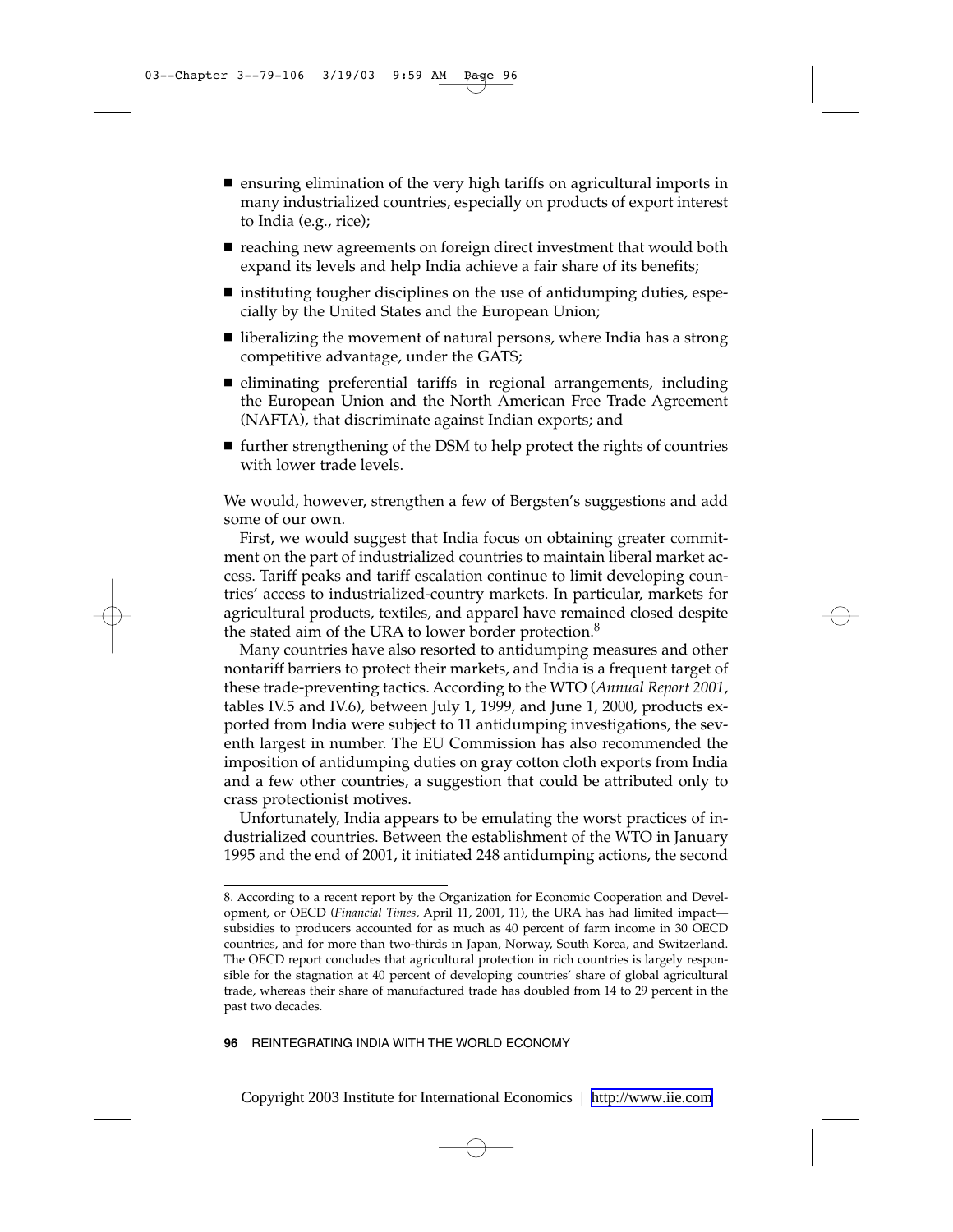- ensuring elimination of the very high tariffs on agricultural imports in many industrialized countries, especially on products of export interest to India (e.g., rice);
- reaching new agreements on foreign direct investment that would both expand its levels and help India achieve a fair share of its benefits;
- instituting tougher disciplines on the use of antidumping duties, especially by the United States and the European Union;
- liberalizing the movement of natural persons, where India has a strong competitive advantage, under the GATS;
- eliminating preferential tariffs in regional arrangements, including the European Union and the North American Free Trade Agreement (NAFTA), that discriminate against Indian exports; and
- further strengthening of the DSM to help protect the rights of countries with lower trade levels.

We would, however, strengthen a few of Bergsten's suggestions and add some of our own.

First, we would suggest that India focus on obtaining greater commitment on the part of industrialized countries to maintain liberal market access. Tariff peaks and tariff escalation continue to limit developing countries' access to industrialized-country markets. In particular, markets for agricultural products, textiles, and apparel have remained closed despite the stated aim of the URA to lower border protection.[8]

Many countries have also resorted to antidumping measures and other nontariff barriers to protect their markets, and India is a frequent target of these trade-preventing tactics. According to the WTO (*Annual Report 2001*, tables IV.5 and IV.6), between July 1, 1999, and June 1, 2000, products exported from India were subject to 11 antidumping investigations, the seventh largest in number. The EU Commission has also recommended the imposition of antidumping duties on gray cotton cloth exports from India and a few other countries, a suggestion that could be attributed only to crass protectionist motives.

Unfortunately, India appears to be emulating the worst practices of industrialized countries. Between the establishment of the WTO in January 1995 and the end of 2001, it initiated 248 antidumping actions, the second

8. According to a recent report by the Organization for Economic Cooperation and Development, or OECD (*Financial Times*, April 11, 2001, 11), the URA has had limited impact—subsidies to producers accounted for as much as 40 percent of farm income in 30 OECD countries, and for more than two-thirds in Japan, Norway, South Korea, and Switzerland. The OECD report concludes that agricultural protection in rich countries is largely responsible for the stagnation at 40 percent of developing countries' share of global agricultural trade, whereas their share of manufactured trade has doubled from 14 to 29 percent in the past two decades.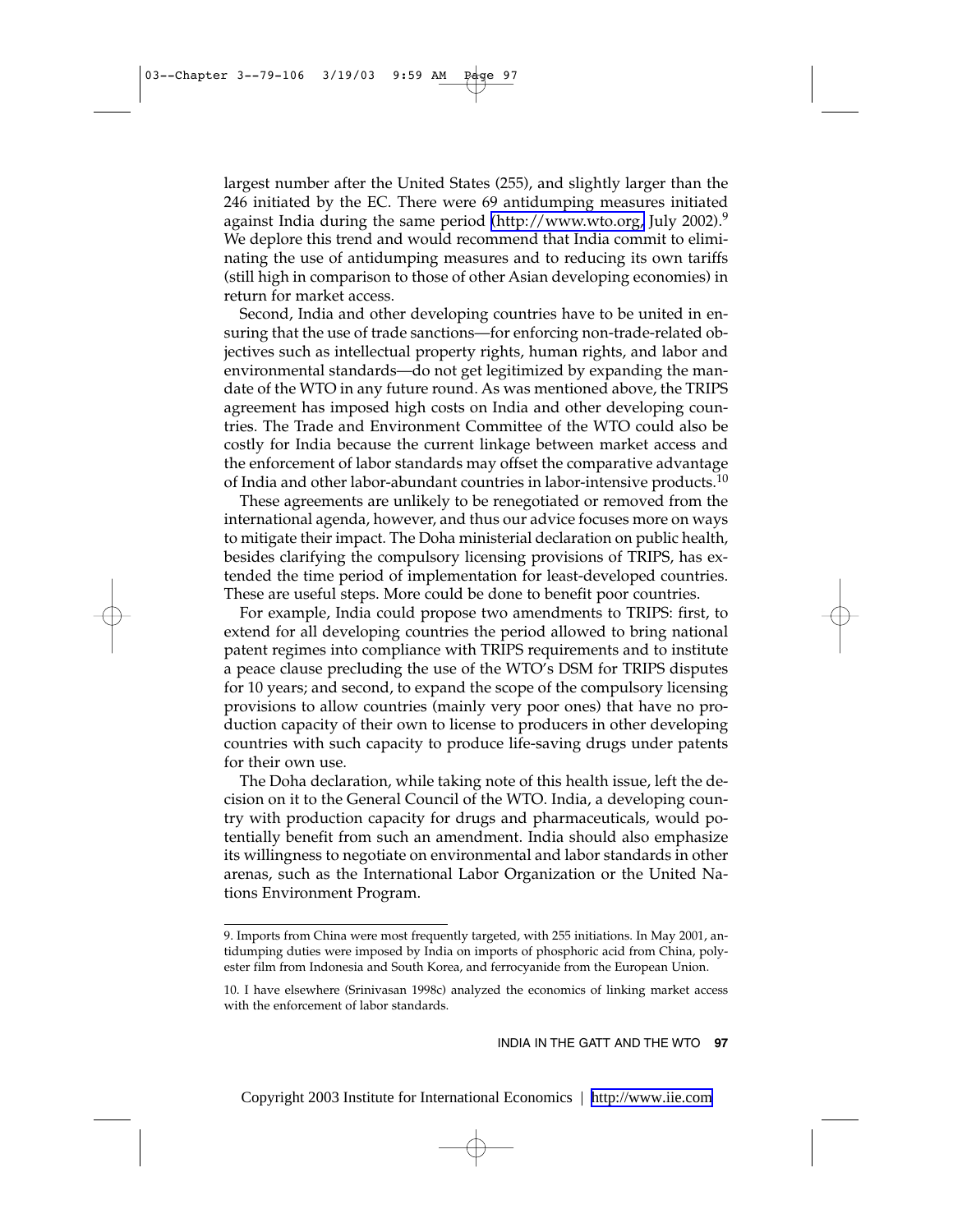largest number after the United States (255), and slightly larger than the 246 initiated by the EC. There were 69 antidumping measures initiated against India during the same period (http://www.wto.org, July 2002).[9] We deplore this trend and would recommend that India commit to eliminating the use of antidumping measures and to reducing its own tariffs (still high in comparison to those of other Asian developing economies) in return for market access.

Second, India and other developing countries have to be united in ensuring that the use of trade sanctions—for enforcing non-trade-related objectives such as intellectual property rights, human rights, and labor and environmental standards—do not get legitimized by expanding the mandate of the WTO in any future round. As was mentioned above, the TRIPS agreement has imposed high costs on India and other developing countries. The Trade and Environment Committee of the WTO could also be costly for India because the current linkage between market access and the enforcement of labor standards may offset the comparative advantage of India and other labor-abundant countries in labor-intensive products.[10]

These agreements are unlikely to be renegotiated or removed from the international agenda, however, and thus our advice focuses more on ways to mitigate their impact. The Doha ministerial declaration on public health, besides clarifying the compulsory licensing provisions of TRIPS, has extended the time period of implementation for least-developed countries. These are useful steps. More could be done to benefit poor countries.

For example, India could propose two amendments to TRIPS: first, to extend for all developing countries the period allowed to bring national patent regimes into compliance with TRIPS requirements and to institute a peace clause precluding the use of the WTO's DSM for TRIPS disputes for 10 years; and second, to expand the scope of the compulsory licensing provisions to allow countries (mainly very poor ones) that have no production capacity of their own to license to producers in other developing countries with such capacity to produce life-saving drugs under patents for their own use.

The Doha declaration, while taking note of this health issue, left the decision on it to the General Council of the WTO. India, a developing country with production capacity for drugs and pharmaceuticals, would potentially benefit from such an amendment. India should also emphasize its willingness to negotiate on environmental and labor standards in other arenas, such as the International Labor Organization or the United Nations Environment Program.

---

9. Imports from China were most frequently targeted, with 255 initiations. In May 2001, antidumping duties were imposed by India on imports of phosphoric acid from China, polyester film from Indonesia and South Korea, and ferrocyanide from the European Union.

10. I have elsewhere (Srinivasan 1998c) analyzed the economics of linking market access with the enforcement of labor standards.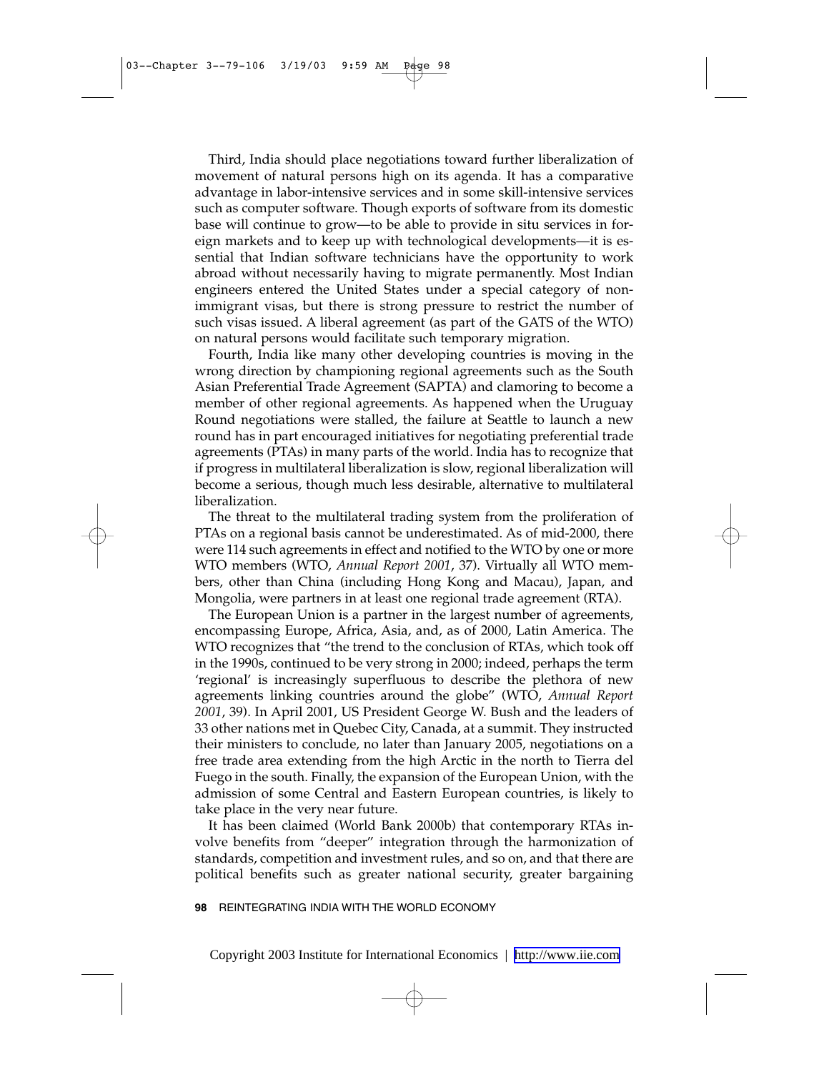Third, India should place negotiations toward further liberalization of movement of natural persons high on its agenda. It has a comparative advantage in labor-intensive services and in some skill-intensive services such as computer software. Though exports of software from its domestic base will continue to grow—to be able to provide in situ services in foreign markets and to keep up with technological developments—it is essential that Indian software technicians have the opportunity to work abroad without necessarily having to migrate permanently. Most Indian engineers entered the United States under a special category of nonimmigrant visas, but there is strong pressure to restrict the number of such visas issued. A liberal agreement (as part of the GATS of the WTO) on natural persons would facilitate such temporary migration.

Fourth, India like many other developing countries is moving in the wrong direction by championing regional agreements such as the South Asian Preferential Trade Agreement (SAPTA) and clamoring to become a member of other regional agreements. As happened when the Uruguay Round negotiations were stalled, the failure at Seattle to launch a new round has in part encouraged initiatives for negotiating preferential trade agreements (PTAs) in many parts of the world. India has to recognize that if progress in multilateral liberalization is slow, regional liberalization will become a serious, though much less desirable, alternative to multilateral liberalization.

The threat to the multilateral trading system from the proliferation of PTAs on a regional basis cannot be underestimated. As of mid-2000, there were 114 such agreements in effect and notified to the WTO by one or more WTO members (WTO, *Annual Report 2001*, 37). Virtually all WTO members, other than China (including Hong Kong and Macau), Japan, and Mongolia, were partners in at least one regional trade agreement (RTA).

The European Union is a partner in the largest number of agreements, encompassing Europe, Africa, Asia, and, as of 2000, Latin America. The WTO recognizes that "the trend to the conclusion of RTAs, which took off in the 1990s, continued to be very strong in 2000; indeed, perhaps the term 'regional' is increasingly superfluous to describe the plethora of new agreements linking countries around the globe" (WTO, *Annual Report 2001*, 39). In April 2001, US President George W. Bush and the leaders of 33 other nations met in Quebec City, Canada, at a summit. They instructed their ministers to conclude, no later than January 2005, negotiations on a free trade area extending from the high Arctic in the north to Tierra del Fuego in the south. Finally, the expansion of the European Union, with the admission of some Central and Eastern European countries, is likely to take place in the very near future.

It has been claimed (World Bank 2000b) that contemporary RTAs involve benefits from "deeper" integration through the harmonization of standards, competition and investment rules, and so on, and that there are political benefits such as greater national security, greater bargaining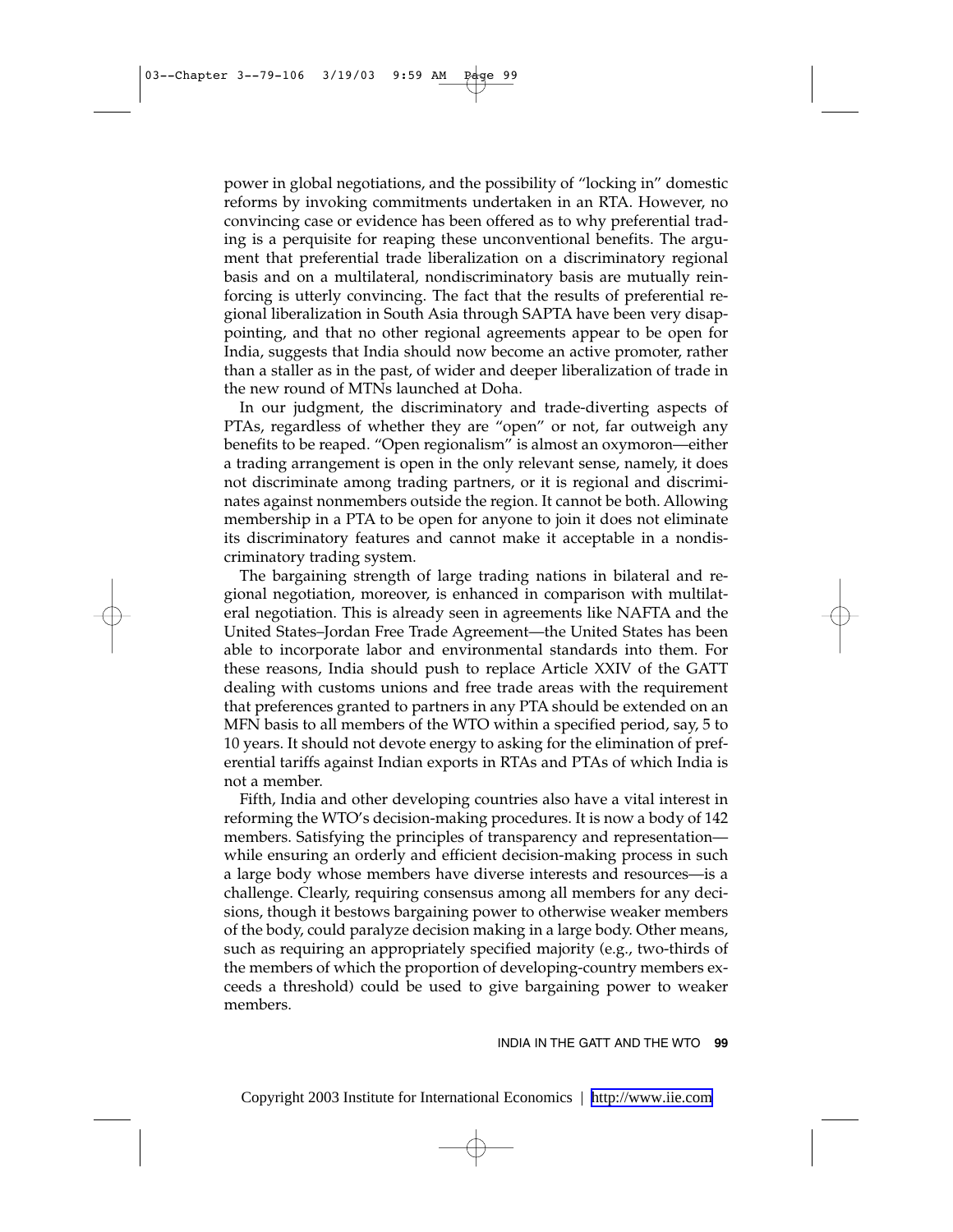power in global negotiations, and the possibility of "locking in" domestic reforms by invoking commitments undertaken in an RTA. However, no convincing case or evidence has been offered as to why preferential trading is a perquisite for reaping these unconventional benefits. The argument that preferential trade liberalization on a discriminatory regional basis and on a multilateral, nondiscriminatory basis are mutually reinforcing is utterly convincing. The fact that the results of preferential regional liberalization in South Asia through SAPTA have been very disappointing, and that no other regional agreements appear to be open for India, suggests that India should now become an active promoter, rather than a staller as in the past, of wider and deeper liberalization of trade in the new round of MTNs launched at Doha.

In our judgment, the discriminatory and trade-diverting aspects of PTAs, regardless of whether they are "open" or not, far outweigh any benefits to be reaped. "Open regionalism" is almost an oxymoron—either a trading arrangement is open in the only relevant sense, namely, it does not discriminate among trading partners, or it is regional and discriminates against nonmembers outside the region. It cannot be both. Allowing membership in a PTA to be open for anyone to join it does not eliminate its discriminatory features and cannot make it acceptable in a nondiscriminatory trading system.

The bargaining strength of large trading nations in bilateral and regional negotiation, moreover, is enhanced in comparison with multilateral negotiation. This is already seen in agreements like NAFTA and the United States–Jordan Free Trade Agreement—the United States has been able to incorporate labor and environmental standards into them. For these reasons, India should push to replace Article XXIV of the GATT dealing with customs unions and free trade areas with the requirement that preferences granted to partners in any PTA should be extended on an MFN basis to all members of the WTO within a specified period, say, 5 to 10 years. It should not devote energy to asking for the elimination of preferential tariffs against Indian exports in RTAs and PTAs of which India is not a member.

Fifth, India and other developing countries also have a vital interest in reforming the WTO's decision-making procedures. It is now a body of 142 members. Satisfying the principles of transparency and representation—while ensuring an orderly and efficient decision-making process in such a large body whose members have diverse interests and resources—is a challenge. Clearly, requiring consensus among all members for any decisions, though it bestows bargaining power to otherwise weaker members of the body, could paralyze decision making in a large body. Other means, such as requiring an appropriately specified majority (e.g., two-thirds of the members of which the proportion of developing-country members exceeds a threshold) could be used to give bargaining power to weaker members.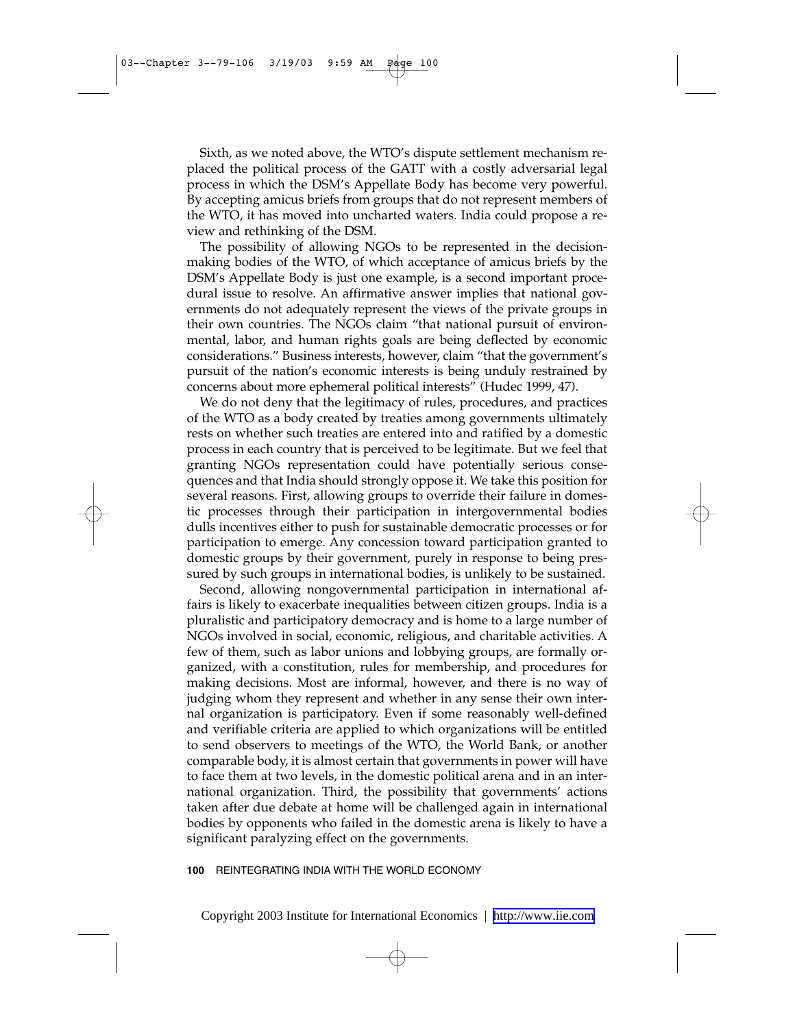Sixth, as we noted above, the WTO's dispute settlement mechanism replaced the political process of the GATT with a costly adversarial legal process in which the DSM's Appellate Body has become very powerful. By accepting amicus briefs from groups that do not represent members of the WTO, it has moved into uncharted waters. India could propose a review and rethinking of the DSM.

The possibility of allowing NGOs to be represented in the decision-making bodies of the WTO, of which acceptance of amicus briefs by the DSM's Appellate Body is just one example, is a second important procedural issue to resolve. An affirmative answer implies that national governments do not adequately represent the views of the private groups in their own countries. The NGOs claim "that national pursuit of environmental, labor, and human rights goals are being deflected by economic considerations." Business interests, however, claim "that the government's pursuit of the nation's economic interests is being unduly restrained by concerns about more ephemeral political interests" (Hudec 1999, 47).

We do not deny that the legitimacy of rules, procedures, and practices of the WTO as a body created by treaties among governments ultimately rests on whether such treaties are entered into and ratified by a domestic process in each country that is perceived to be legitimate. But we feel that granting NGOs representation could have potentially serious consequences and that India should strongly oppose it. We take this position for several reasons. First, allowing groups to override their failure in domestic processes through their participation in intergovernmental bodies dulls incentives either to push for sustainable democratic processes or for participation to emerge. Any concession toward participation granted to domestic groups by their government, purely in response to being pressured by such groups in international bodies, is unlikely to be sustained.

Second, allowing nongovernmental participation in international affairs is likely to exacerbate inequalities between citizen groups. India is a pluralistic and participatory democracy and is home to a large number of NGOs involved in social, economic, religious, and charitable activities. A few of them, such as labor unions and lobbying groups, are formally organized, with a constitution, rules for membership, and procedures for making decisions. Most are informal, however, and there is no way of judging whom they represent and whether in any sense their own internal organization is participatory. Even if some reasonably well-defined and verifiable criteria are applied to which organizations will be entitled to send observers to meetings of the WTO, the World Bank, or another comparable body, it is almost certain that governments in power will have to face them at two levels, in the domestic political arena and in an international organization. Third, the possibility that governments' actions taken after due debate at home will be challenged again in international bodies by opponents who failed in the domestic arena is likely to have a significant paralyzing effect on the governments.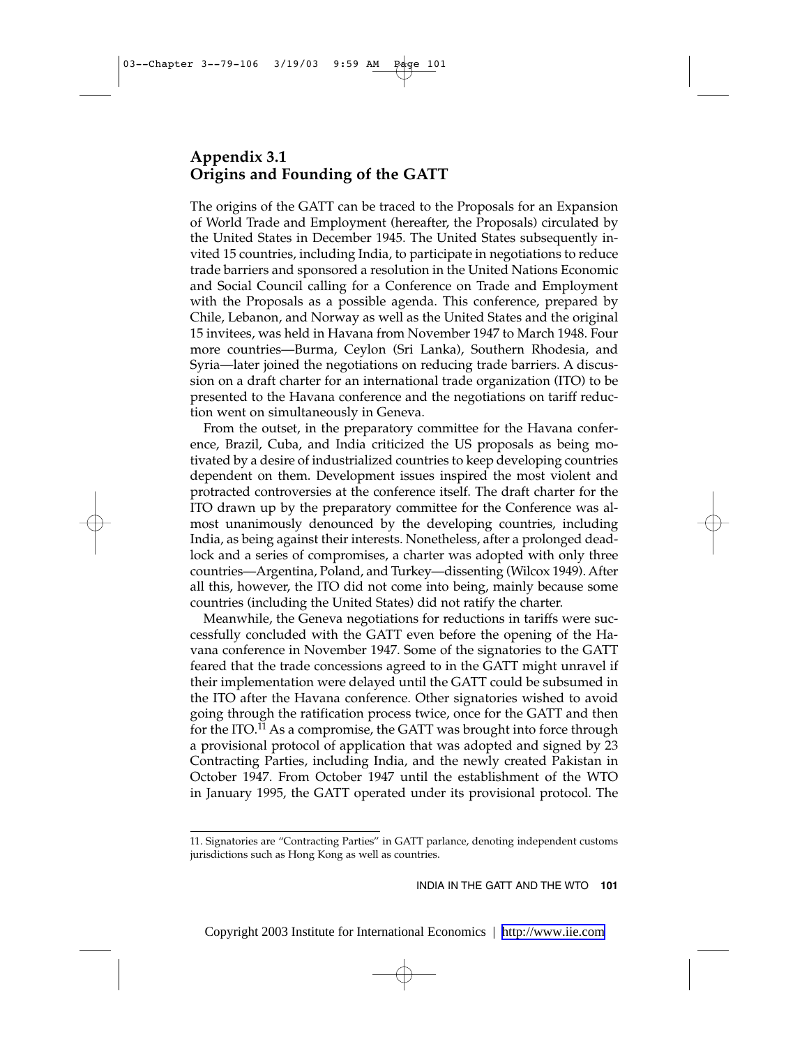## Appendix 3.1
## Origins and Founding of the GATT

The origins of the GATT can be traced to the Proposals for an Expansion of World Trade and Employment (hereafter, the Proposals) circulated by the United States in December 1945. The United States subsequently invited 15 countries, including India, to participate in negotiations to reduce trade barriers and sponsored a resolution in the United Nations Economic and Social Council calling for a Conference on Trade and Employment with the Proposals as a possible agenda. This conference, prepared by Chile, Lebanon, and Norway as well as the United States and the original 15 invitees, was held in Havana from November 1947 to March 1948. Four more countries—Burma, Ceylon (Sri Lanka), Southern Rhodesia, and Syria—later joined the negotiations on reducing trade barriers. A discussion on a draft charter for an international trade organization (ITO) to be presented to the Havana conference and the negotiations on tariff reduction went on simultaneously in Geneva.

From the outset, in the preparatory committee for the Havana conference, Brazil, Cuba, and India criticized the US proposals as being motivated by a desire of industrialized countries to keep developing countries dependent on them. Development issues inspired the most violent and protracted controversies at the conference itself. The draft charter for the ITO drawn up by the preparatory committee for the Conference was almost unanimously denounced by the developing countries, including India, as being against their interests. Nonetheless, after a prolonged deadlock and a series of compromises, a charter was adopted with only three countries—Argentina, Poland, and Turkey—dissenting (Wilcox 1949). After all this, however, the ITO did not come into being, mainly because some countries (including the United States) did not ratify the charter.

Meanwhile, the Geneva negotiations for reductions in tariffs were successfully concluded with the GATT even before the opening of the Havana conference in November 1947. Some of the signatories to the GATT feared that the trade concessions agreed to in the GATT might unravel if their implementation were delayed until the GATT could be subsumed in the ITO after the Havana conference. Other signatories wished to avoid going through the ratification process twice, once for the GATT and then for the ITO.[11] As a compromise, the GATT was brought into force through a provisional protocol of application that was adopted and signed by 23 Contracting Parties, including India, and the newly created Pakistan in October 1947. From October 1947 until the establishment of the WTO in January 1995, the GATT operated under its provisional protocol. The

---

11. Signatories are "Contracting Parties" in GATT parlance, denoting independent customs jurisdictions such as Hong Kong as well as countries.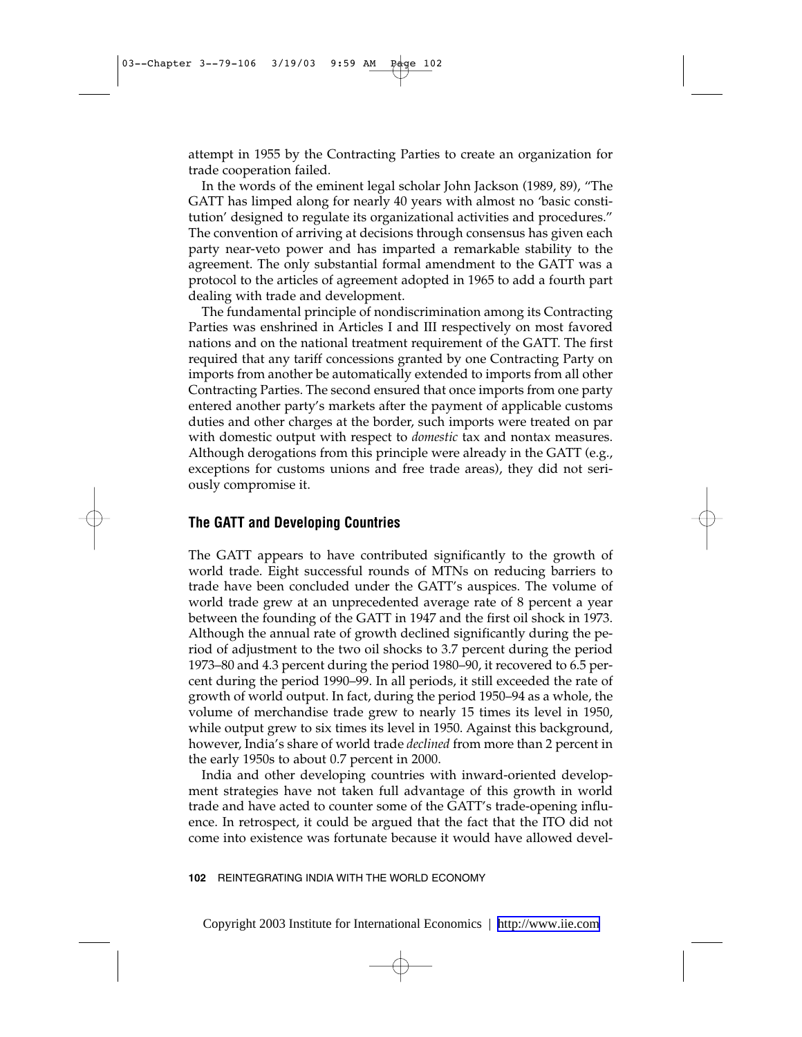attempt in 1955 by the Contracting Parties to create an organization for trade cooperation failed.

In the words of the eminent legal scholar John Jackson (1989, 89), "The GATT has limped along for nearly 40 years with almost no 'basic constitution' designed to regulate its organizational activities and procedures." The convention of arriving at decisions through consensus has given each party near-veto power and has imparted a remarkable stability to the agreement. The only substantial formal amendment to the GATT was a protocol to the articles of agreement adopted in 1965 to add a fourth part dealing with trade and development.

The fundamental principle of nondiscrimination among its Contracting Parties was enshrined in Articles I and III respectively on most favored nations and on the national treatment requirement of the GATT. The first required that any tariff concessions granted by one Contracting Party on imports from another be automatically extended to imports from all other Contracting Parties. The second ensured that once imports from one party entered another party's markets after the payment of applicable customs duties and other charges at the border, such imports were treated on par with domestic output with respect to *domestic* tax and nontax measures. Although derogations from this principle were already in the GATT (e.g., exceptions for customs unions and free trade areas), they did not seriously compromise it.

## The GATT and Developing Countries

The GATT appears to have contributed significantly to the growth of world trade. Eight successful rounds of MTNs on reducing barriers to trade have been concluded under the GATT's auspices. The volume of world trade grew at an unprecedented average rate of 8 percent a year between the founding of the GATT in 1947 and the first oil shock in 1973. Although the annual rate of growth declined significantly during the period of adjustment to the two oil shocks to 3.7 percent during the period 1973–80 and 4.3 percent during the period 1980–90, it recovered to 6.5 percent during the period 1990–99. In all periods, it still exceeded the rate of growth of world output. In fact, during the period 1950–94 as a whole, the volume of merchandise trade grew to nearly 15 times its level in 1950, while output grew to six times its level in 1950. Against this background, however, India's share of world trade *declined* from more than 2 percent in the early 1950s to about 0.7 percent in 2000.

India and other developing countries with inward-oriented development strategies have not taken full advantage of this growth in world trade and have acted to counter some of the GATT's trade-opening influence. In retrospect, it could be argued that the fact that the ITO did not come into existence was fortunate because it would have allowed devel-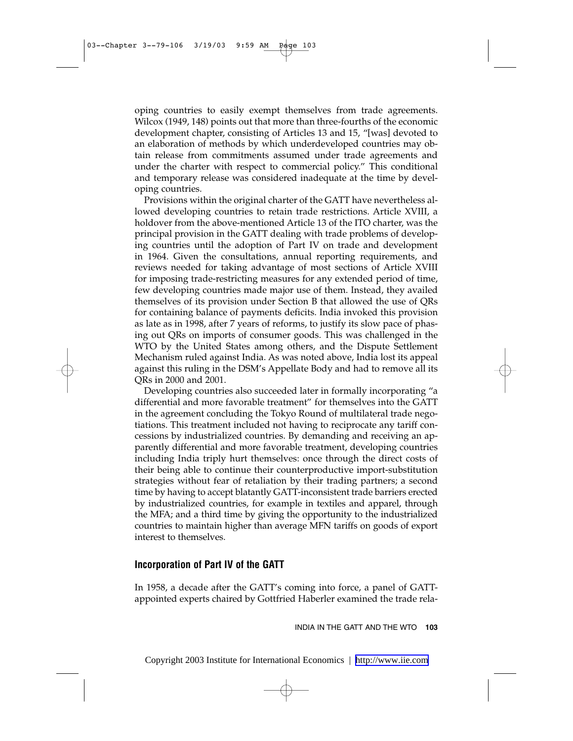oping countries to easily exempt themselves from trade agreements. Wilcox (1949, 148) points out that more than three-fourths of the economic development chapter, consisting of Articles 13 and 15, "[was] devoted to an elaboration of methods by which underdeveloped countries may obtain release from commitments assumed under trade agreements and under the charter with respect to commercial policy." This conditional and temporary release was considered inadequate at the time by developing countries.

Provisions within the original charter of the GATT have nevertheless allowed developing countries to retain trade restrictions. Article XVIII, a holdover from the above-mentioned Article 13 of the ITO charter, was the principal provision in the GATT dealing with trade problems of developing countries until the adoption of Part IV on trade and development in 1964. Given the consultations, annual reporting requirements, and reviews needed for taking advantage of most sections of Article XVIII for imposing trade-restricting measures for any extended period of time, few developing countries made major use of them. Instead, they availed themselves of its provision under Section B that allowed the use of QRs for containing balance of payments deficits. India invoked this provision as late as in 1998, after 7 years of reforms, to justify its slow pace of phasing out QRs on imports of consumer goods. This was challenged in the WTO by the United States among others, and the Dispute Settlement Mechanism ruled against India. As was noted above, India lost its appeal against this ruling in the DSM's Appellate Body and had to remove all its QRs in 2000 and 2001.

Developing countries also succeeded later in formally incorporating "a differential and more favorable treatment" for themselves into the GATT in the agreement concluding the Tokyo Round of multilateral trade negotiations. This treatment included not having to reciprocate any tariff concessions by industrialized countries. By demanding and receiving an apparently differential and more favorable treatment, developing countries including India triply hurt themselves: once through the direct costs of their being able to continue their counterproductive import-substitution strategies without fear of retaliation by their trading partners; a second time by having to accept blatantly GATT-inconsistent trade barriers erected by industrialized countries, for example in textiles and apparel, through the MFA; and a third time by giving the opportunity to the industrialized countries to maintain higher than average MFN tariffs on goods of export interest to themselves.

### Incorporation of Part IV of the GATT

In 1958, a decade after the GATT's coming into force, a panel of GATT-appointed experts chaired by Gottfried Haberler examined the trade rela-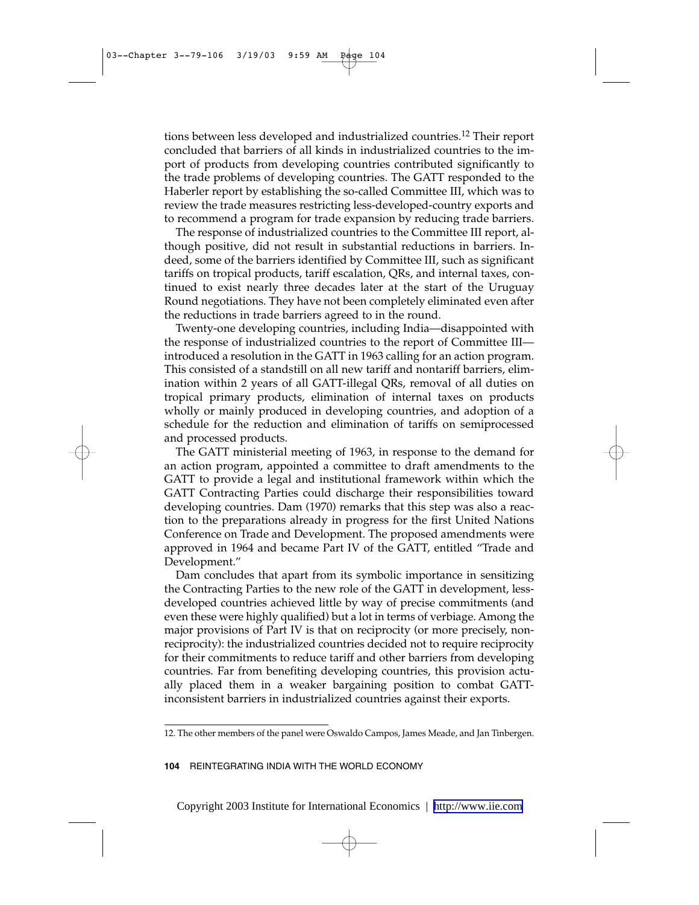tions between less developed and industrialized countries.[12] Their report concluded that barriers of all kinds in industrialized countries to the import of products from developing countries contributed significantly to the trade problems of developing countries. The GATT responded to the Haberler report by establishing the so-called Committee III, which was to review the trade measures restricting less-developed-country exports and to recommend a program for trade expansion by reducing trade barriers.

The response of industrialized countries to the Committee III report, although positive, did not result in substantial reductions in barriers. Indeed, some of the barriers identified by Committee III, such as significant tariffs on tropical products, tariff escalation, QRs, and internal taxes, continued to exist nearly three decades later at the start of the Uruguay Round negotiations. They have not been completely eliminated even after the reductions in trade barriers agreed to in the round.

Twenty-one developing countries, including India—disappointed with the response of industrialized countries to the report of Committee III—introduced a resolution in the GATT in 1963 calling for an action program. This consisted of a standstill on all new tariff and nontariff barriers, elimination within 2 years of all GATT-illegal QRs, removal of all duties on tropical primary products, elimination of internal taxes on products wholly or mainly produced in developing countries, and adoption of a schedule for the reduction and elimination of tariffs on semiprocessed and processed products.

The GATT ministerial meeting of 1963, in response to the demand for an action program, appointed a committee to draft amendments to the GATT to provide a legal and institutional framework within which the GATT Contracting Parties could discharge their responsibilities toward developing countries. Dam (1970) remarks that this step was also a reaction to the preparations already in progress for the first United Nations Conference on Trade and Development. The proposed amendments were approved in 1964 and became Part IV of the GATT, entitled "Trade and Development."

Dam concludes that apart from its symbolic importance in sensitizing the Contracting Parties to the new role of the GATT in development, less-developed countries achieved little by way of precise commitments (and even these were highly qualified) but a lot in terms of verbiage. Among the major provisions of Part IV is that on reciprocity (or more precisely, nonreciprocity): the industrialized countries decided not to require reciprocity for their commitments to reduce tariff and other barriers from developing countries. Far from benefiting developing countries, this provision actually placed them in a weaker bargaining position to combat GATT-inconsistent barriers in industrialized countries against their exports.

12. The other members of the panel were Oswaldo Campos, James Meade, and Jan Tinbergen.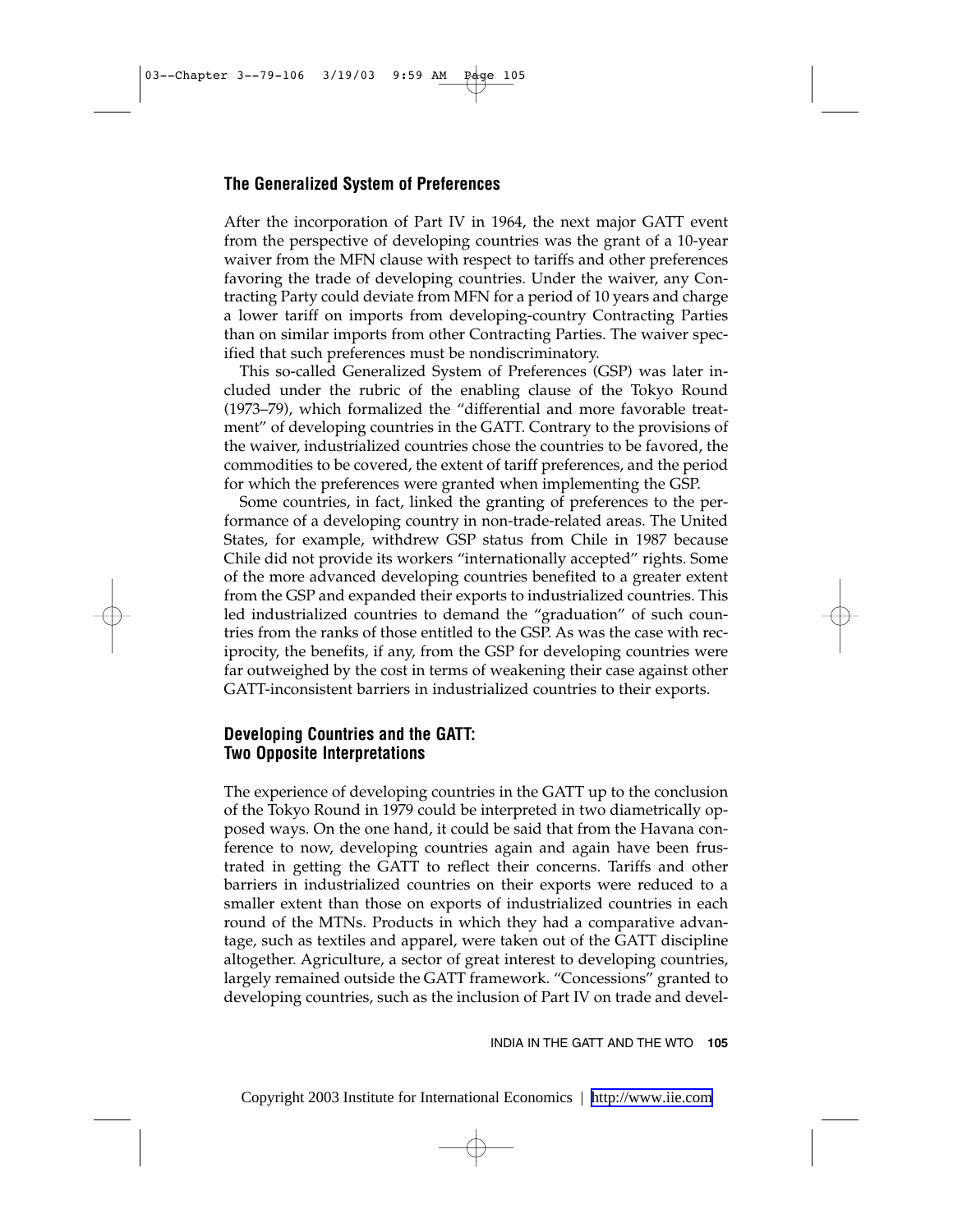## The Generalized System of Preferences

After the incorporation of Part IV in 1964, the next major GATT event from the perspective of developing countries was the grant of a 10-year waiver from the MFN clause with respect to tariffs and other preferences favoring the trade of developing countries. Under the waiver, any Contracting Party could deviate from MFN for a period of 10 years and charge a lower tariff on imports from developing-country Contracting Parties than on similar imports from other Contracting Parties. The waiver specified that such preferences must be nondiscriminatory.

This so-called Generalized System of Preferences (GSP) was later included under the rubric of the enabling clause of the Tokyo Round (1973–79), which formalized the "differential and more favorable treatment" of developing countries in the GATT. Contrary to the provisions of the waiver, industrialized countries chose the countries to be favored, the commodities to be covered, the extent of tariff preferences, and the period for which the preferences were granted when implementing the GSP.

Some countries, in fact, linked the granting of preferences to the performance of a developing country in non-trade-related areas. The United States, for example, withdrew GSP status from Chile in 1987 because Chile did not provide its workers "internationally accepted" rights. Some of the more advanced developing countries benefited to a greater extent from the GSP and expanded their exports to industrialized countries. This led industrialized countries to demand the "graduation" of such countries from the ranks of those entitled to the GSP. As was the case with reciprocity, the benefits, if any, from the GSP for developing countries were far outweighed by the cost in terms of weakening their case against other GATT-inconsistent barriers in industrialized countries to their exports.

## Developing Countries and the GATT: Two Opposite Interpretations

The experience of developing countries in the GATT up to the conclusion of the Tokyo Round in 1979 could be interpreted in two diametrically opposed ways. On the one hand, it could be said that from the Havana conference to now, developing countries again and again have been frustrated in getting the GATT to reflect their concerns. Tariffs and other barriers in industrialized countries on their exports were reduced to a smaller extent than those on exports of industrialized countries in each round of the MTNs. Products in which they had a comparative advantage, such as textiles and apparel, were taken out of the GATT discipline altogether. Agriculture, a sector of great interest to developing countries, largely remained outside the GATT framework. "Concessions" granted to developing countries, such as the inclusion of Part IV on trade and devel-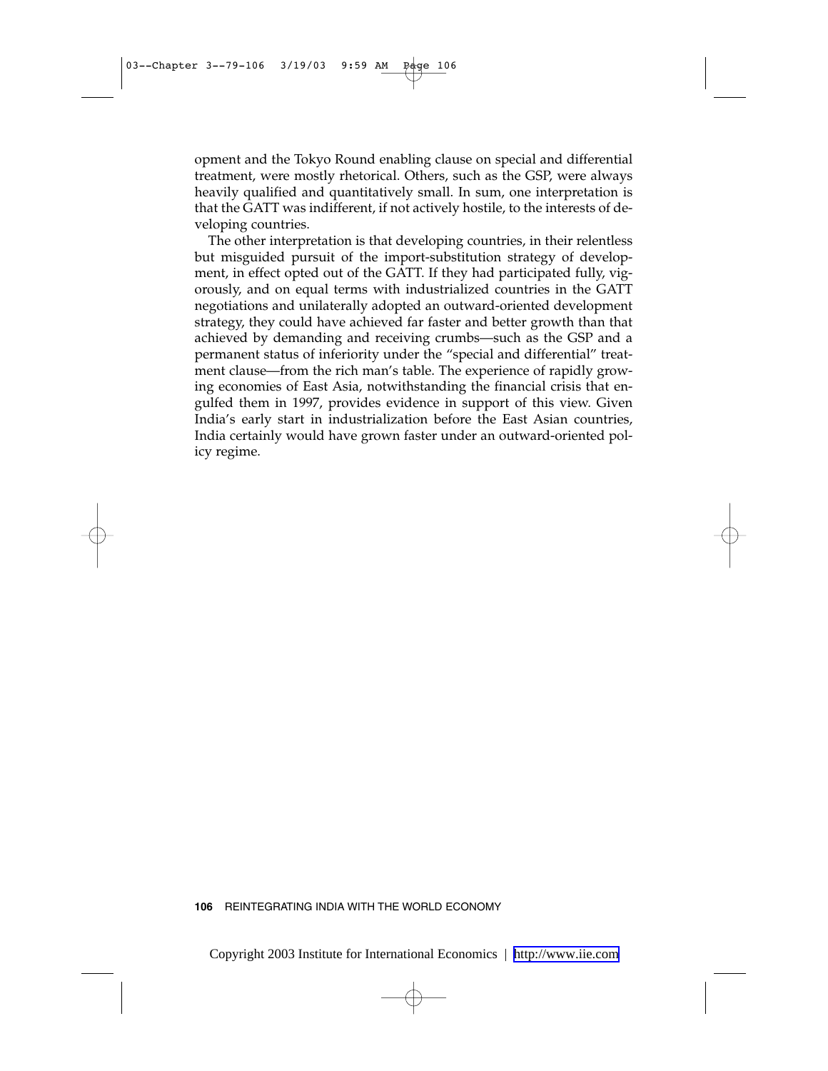opment and the Tokyo Round enabling clause on special and differential treatment, were mostly rhetorical. Others, such as the GSP, were always heavily qualified and quantitatively small. In sum, one interpretation is that the GATT was indifferent, if not actively hostile, to the interests of developing countries.

The other interpretation is that developing countries, in their relentless but misguided pursuit of the import-substitution strategy of development, in effect opted out of the GATT. If they had participated fully, vigorously, and on equal terms with industrialized countries in the GATT negotiations and unilaterally adopted an outward-oriented development strategy, they could have achieved far faster and better growth than that achieved by demanding and receiving crumbs—such as the GSP and a permanent status of inferiority under the "special and differential" treatment clause—from the rich man's table. The experience of rapidly growing economies of East Asia, notwithstanding the financial crisis that engulfed them in 1997, provides evidence in support of this view. Given India's early start in industrialization before the East Asian countries, India certainly would have grown faster under an outward-oriented policy regime.